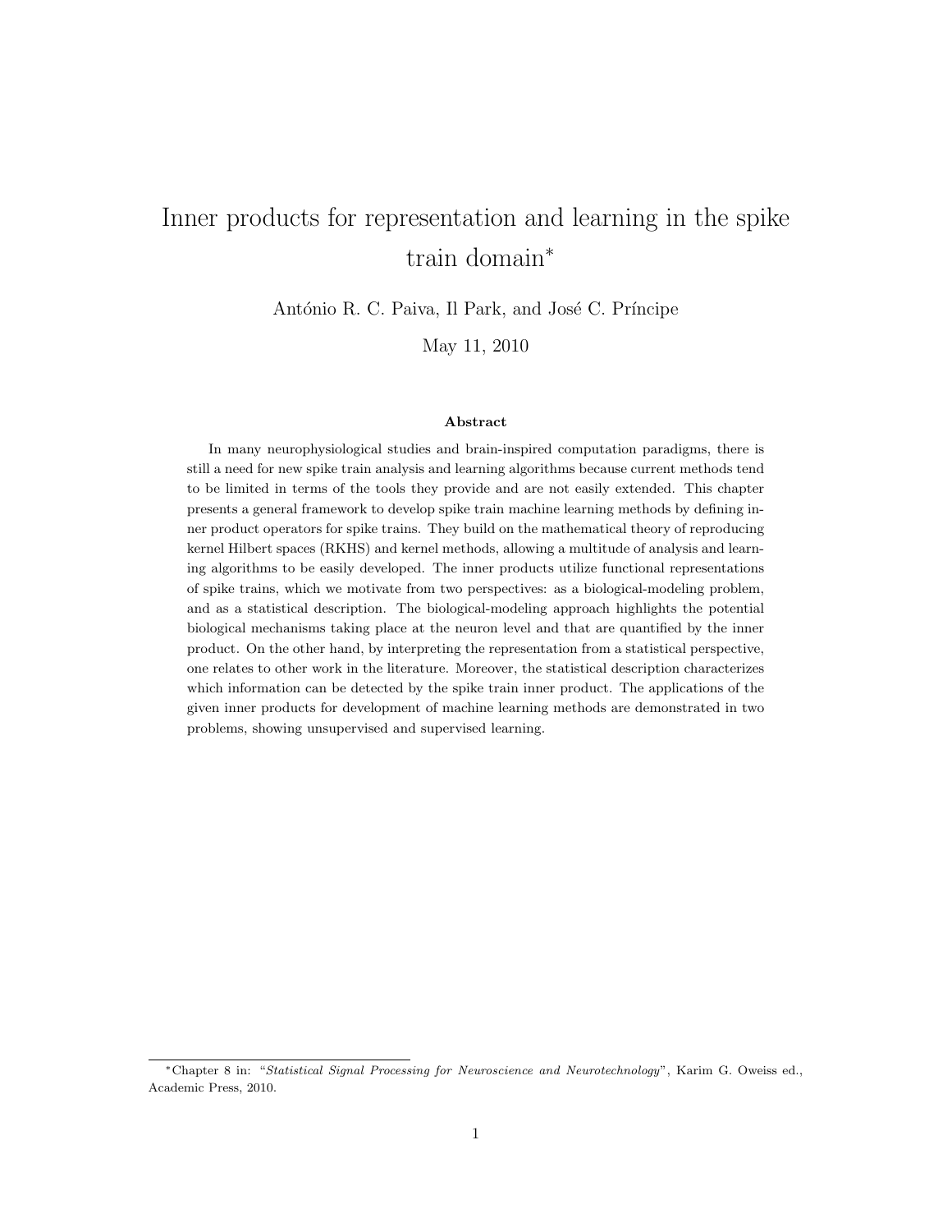# Inner products for representation and learning in the spike train domain*

António R. C. Paiva, Il Park, and José C. Príncipe

May 11, 2010

**Abstract**

In many neurophysiological studies and brain-inspired computation paradigms, there is still a need for new spike train analysis and learning algorithms because current methods tend to be limited in terms of the tools they provide and are not easily extended. This chapter presents a general framework to develop spike train machine learning methods by defining inner product operators for spike trains. They build on the mathematical theory of reproducing kernel Hilbert spaces (RKHS) and kernel methods, allowing a multitude of analysis and learning algorithms to be easily developed. The inner products utilize functional representations of spike trains, which we motivate from two perspectives: as a biological-modeling problem, and as a statistical description. The biological-modeling approach highlights the potential biological mechanisms taking place at the neuron level and that are quantified by the inner product. On the other hand, by interpreting the representation from a statistical perspective, one relates to other work in the literature. Moreover, the statistical description characterizes which information can be detected by the spike train inner product. The applications of the given inner products for development of machine learning methods are demonstrated in two problems, showing unsupervised and supervised learning.

---

*Chapter 8 in: "*Statistical Signal Processing for Neuroscience and Neurotechnology*", Karim G. Oweiss ed., Academic Press, 2010.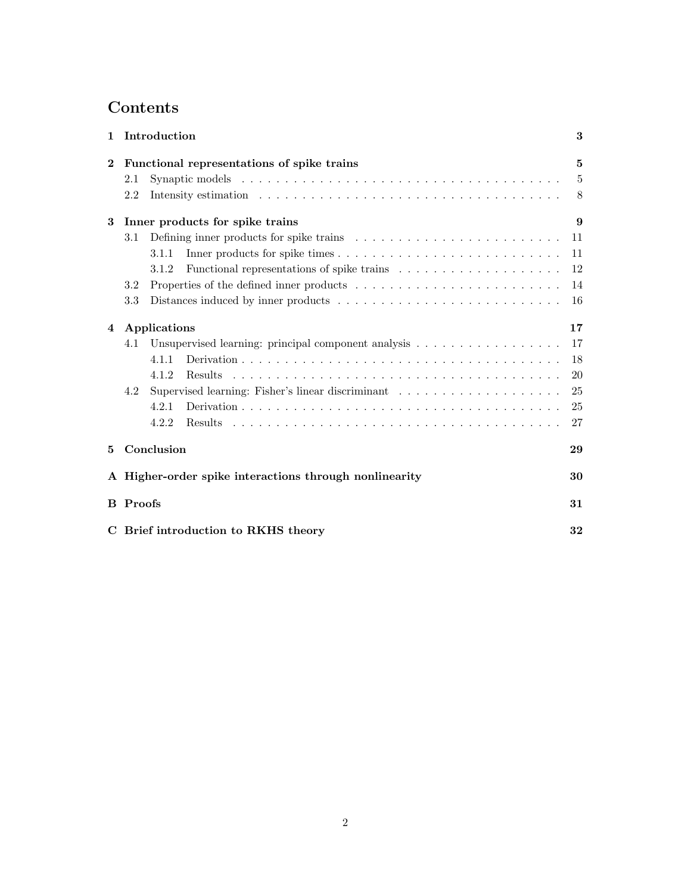# Contents

- **1 Introduction** — **3**
- **2 Functional representations of spike trains** — **5**
  - 2.1 Synaptic models — 5
  - 2.2 Intensity estimation — 8
- **3 Inner products for spike trains** — **9**
  - 3.1 Defining inner products for spike trains — 11
    - 3.1.1 Inner products for spike times — 11
    - 3.1.2 Functional representations of spike trains — 12
  - 3.2 Properties of the defined inner products — 14
  - 3.3 Distances induced by inner products — 16
- **4 Applications** — **17**
  - 4.1 Unsupervised learning: principal component analysis — 17
    - 4.1.1 Derivation — 18
    - 4.1.2 Results — 20
  - 4.2 Supervised learning: Fisher's linear discriminant — 25
    - 4.2.1 Derivation — 25
    - 4.2.2 Results — 27
- **5 Conclusion** — **29**
- **A Higher-order spike interactions through nonlinearity** — **30**
- **B Proofs** — **31**
- **C Brief introduction to RKHS theory** — **32**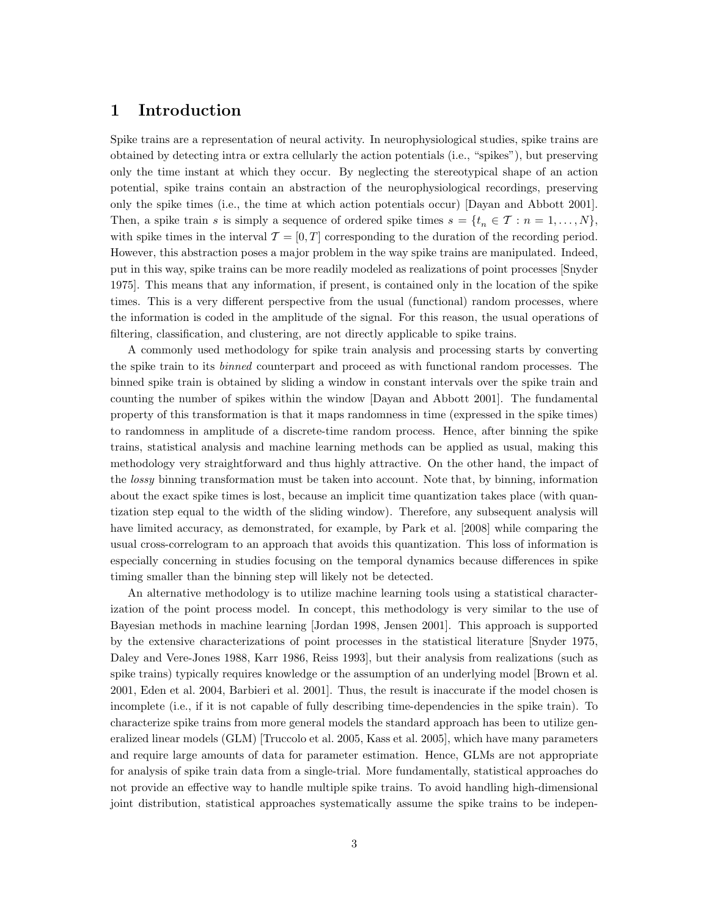# 1 Introduction

Spike trains are a representation of neural activity. In neurophysiological studies, spike trains are obtained by detecting intra or extra cellularly the action potentials (i.e., "spikes"), but preserving only the time instant at which they occur. By neglecting the stereotypical shape of an action potential, spike trains contain an abstraction of the neurophysiological recordings, preserving only the spike times (i.e., the time at which action potentials occur) [Dayan and Abbott 2001]. Then, a spike train $s$ is simply a sequence of ordered spike times $s = \{t_n \in \mathcal{T} : n = 1, \ldots, N\}$, with spike times in the interval $\mathcal{T} = [0, T]$ corresponding to the duration of the recording period. However, this abstraction poses a major problem in the way spike trains are manipulated. Indeed, put in this way, spike trains can be more readily modeled as realizations of point processes [Snyder 1975]. This means that any information, if present, is contained only in the location of the spike times. This is a very different perspective from the usual (functional) random processes, where the information is coded in the amplitude of the signal. For this reason, the usual operations of filtering, classification, and clustering, are not directly applicable to spike trains.

A commonly used methodology for spike train analysis and processing starts by converting the spike train to its *binned* counterpart and proceed as with functional random processes. The binned spike train is obtained by sliding a window in constant intervals over the spike train and counting the number of spikes within the window [Dayan and Abbott 2001]. The fundamental property of this transformation is that it maps randomness in time (expressed in the spike times) to randomness in amplitude of a discrete-time random process. Hence, after binning the spike trains, statistical analysis and machine learning methods can be applied as usual, making this methodology very straightforward and thus highly attractive. On the other hand, the impact of the *lossy* binning transformation must be taken into account. Note that, by binning, information about the exact spike times is lost, because an implicit time quantization takes place (with quantization step equal to the width of the sliding window). Therefore, any subsequent analysis will have limited accuracy, as demonstrated, for example, by Park et al. [2008] while comparing the usual cross-correlogram to an approach that avoids this quantization. This loss of information is especially concerning in studies focusing on the temporal dynamics because differences in spike timing smaller than the binning step will likely not be detected.

An alternative methodology is to utilize machine learning tools using a statistical characterization of the point process model. In concept, this methodology is very similar to the use of Bayesian methods in machine learning [Jordan 1998, Jensen 2001]. This approach is supported by the extensive characterizations of point processes in the statistical literature [Snyder 1975, Daley and Vere-Jones 1988, Karr 1986, Reiss 1993], but their analysis from realizations (such as spike trains) typically requires knowledge or the assumption of an underlying model [Brown et al. 2001, Eden et al. 2004, Barbieri et al. 2001]. Thus, the result is inaccurate if the model chosen is incomplete (i.e., if it is not capable of fully describing time-dependencies in the spike train). To characterize spike trains from more general models the standard approach has been to utilize generalized linear models (GLM) [Truccolo et al. 2005, Kass et al. 2005], which have many parameters and require large amounts of data for parameter estimation. Hence, GLMs are not appropriate for analysis of spike train data from a single-trial. More fundamentally, statistical approaches do not provide an effective way to handle multiple spike trains. To avoid handling high-dimensional joint distribution, statistical approaches systematically assume the spike trains to be indepen-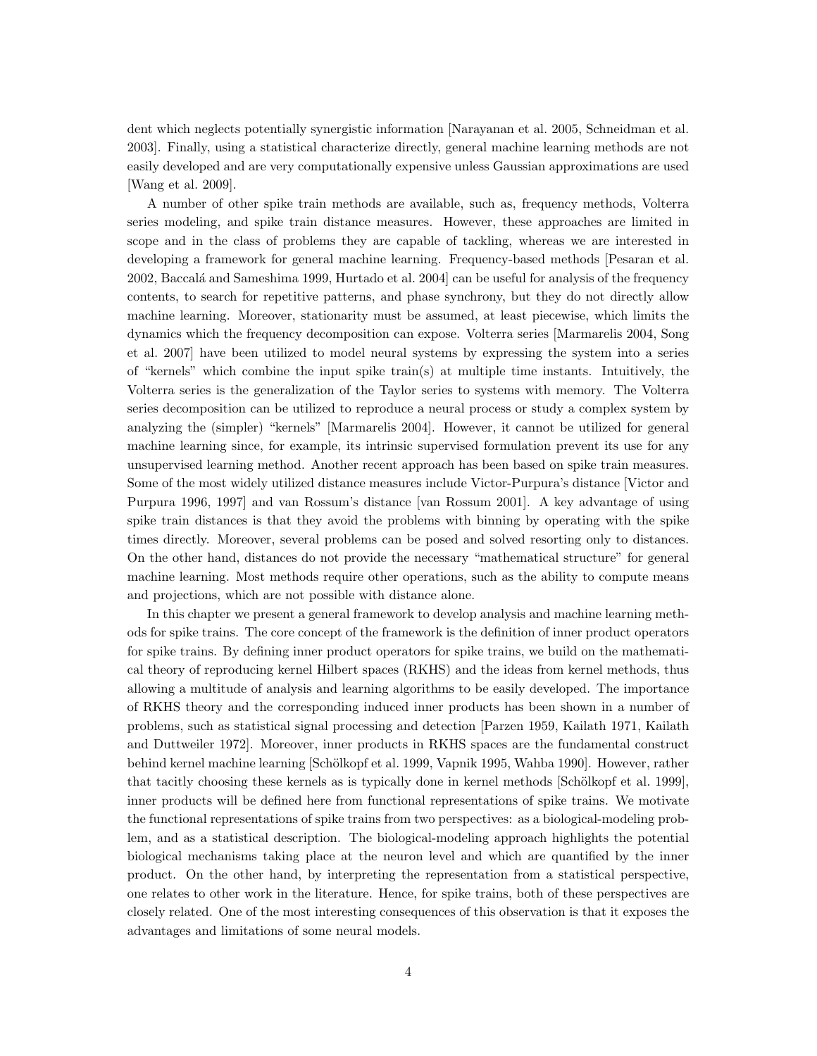dent which neglects potentially synergistic information [Narayanan et al. 2005, Schneidman et al. 2003]. Finally, using a statistical characterize directly, general machine learning methods are not easily developed and are very computationally expensive unless Gaussian approximations are used [Wang et al. 2009].

A number of other spike train methods are available, such as, frequency methods, Volterra series modeling, and spike train distance measures. However, these approaches are limited in scope and in the class of problems they are capable of tackling, whereas we are interested in developing a framework for general machine learning. Frequency-based methods [Pesaran et al. 2002, Baccalá and Sameshima 1999, Hurtado et al. 2004] can be useful for analysis of the frequency contents, to search for repetitive patterns, and phase synchrony, but they do not directly allow machine learning. Moreover, stationarity must be assumed, at least piecewise, which limits the dynamics which the frequency decomposition can expose. Volterra series [Marmarelis 2004, Song et al. 2007] have been utilized to model neural systems by expressing the system into a series of "kernels" which combine the input spike train(s) at multiple time instants. Intuitively, the Volterra series is the generalization of the Taylor series to systems with memory. The Volterra series decomposition can be utilized to reproduce a neural process or study a complex system by analyzing the (simpler) "kernels" [Marmarelis 2004]. However, it cannot be utilized for general machine learning since, for example, its intrinsic supervised formulation prevent its use for any unsupervised learning method. Another recent approach has been based on spike train measures. Some of the most widely utilized distance measures include Victor-Purpura's distance [Victor and Purpura 1996, 1997] and van Rossum's distance [van Rossum 2001]. A key advantage of using spike train distances is that they avoid the problems with binning by operating with the spike times directly. Moreover, several problems can be posed and solved resorting only to distances. On the other hand, distances do not provide the necessary "mathematical structure" for general machine learning. Most methods require other operations, such as the ability to compute means and projections, which are not possible with distance alone.

In this chapter we present a general framework to develop analysis and machine learning methods for spike trains. The core concept of the framework is the definition of inner product operators for spike trains. By defining inner product operators for spike trains, we build on the mathematical theory of reproducing kernel Hilbert spaces (RKHS) and the ideas from kernel methods, thus allowing a multitude of analysis and learning algorithms to be easily developed. The importance of RKHS theory and the corresponding induced inner products has been shown in a number of problems, such as statistical signal processing and detection [Parzen 1959, Kailath 1971, Kailath and Duttweiler 1972]. Moreover, inner products in RKHS spaces are the fundamental construct behind kernel machine learning [Schölkopf et al. 1999, Vapnik 1995, Wahba 1990]. However, rather that tacitly choosing these kernels as is typically done in kernel methods [Schölkopf et al. 1999], inner products will be defined here from functional representations of spike trains. We motivate the functional representations of spike trains from two perspectives: as a biological-modeling problem, and as a statistical description. The biological-modeling approach highlights the potential biological mechanisms taking place at the neuron level and which are quantified by the inner product. On the other hand, by interpreting the representation from a statistical perspective, one relates to other work in the literature. Hence, for spike trains, both of these perspectives are closely related. One of the most interesting consequences of this observation is that it exposes the advantages and limitations of some neural models.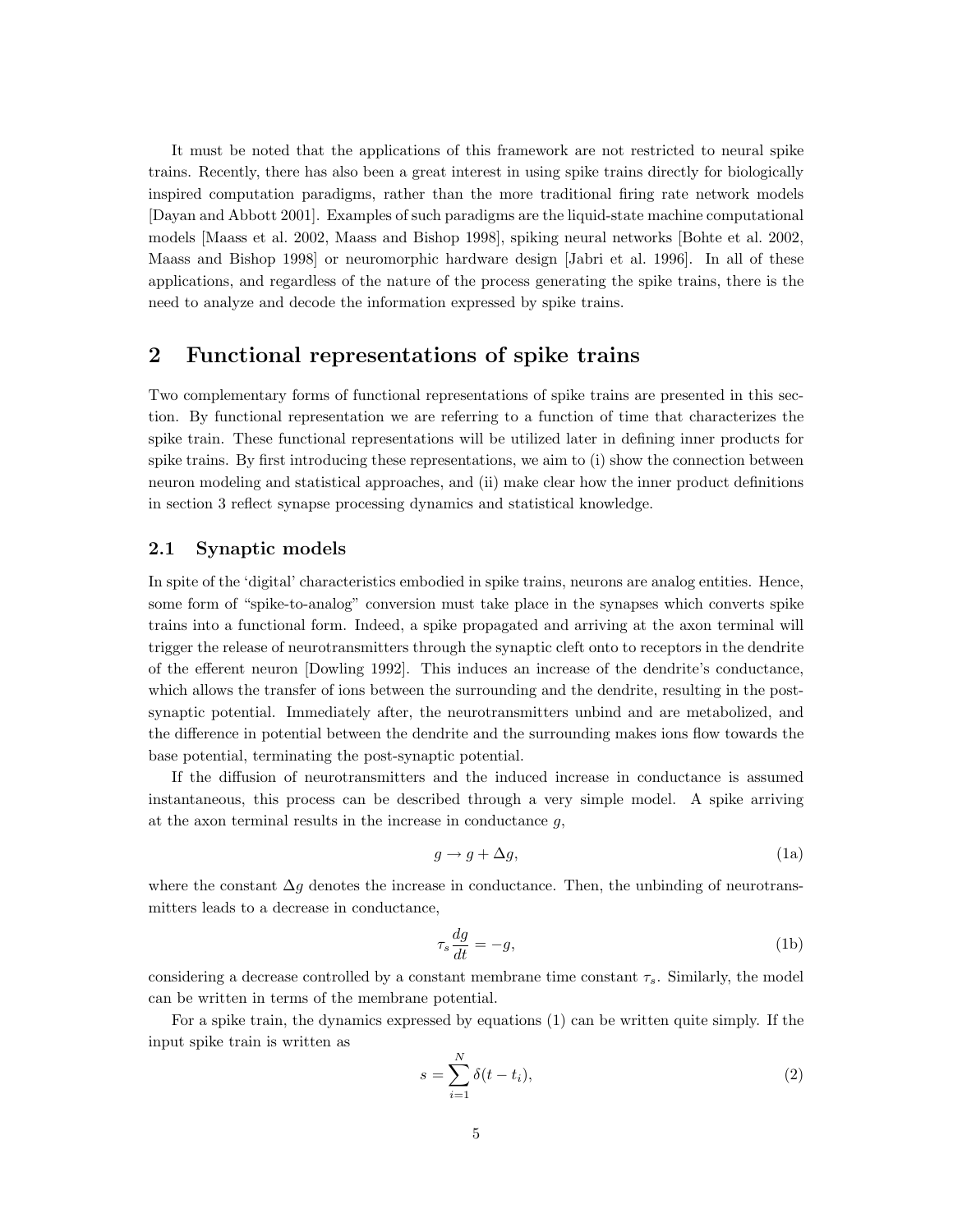It must be noted that the applications of this framework are not restricted to neural spike trains. Recently, there has also been a great interest in using spike trains directly for biologically inspired computation paradigms, rather than the more traditional firing rate network models [Dayan and Abbott 2001]. Examples of such paradigms are the liquid-state machine computational models [Maass et al. 2002, Maass and Bishop 1998], spiking neural networks [Bohte et al. 2002, Maass and Bishop 1998] or neuromorphic hardware design [Jabri et al. 1996]. In all of these applications, and regardless of the nature of the process generating the spike trains, there is the need to analyze and decode the information expressed by spike trains.

## 2 Functional representations of spike trains

Two complementary forms of functional representations of spike trains are presented in this section. By functional representation we are referring to a function of time that characterizes the spike train. These functional representations will be utilized later in defining inner products for spike trains. By first introducing these representations, we aim to (i) show the connection between neuron modeling and statistical approaches, and (ii) make clear how the inner product definitions in section 3 reflect synapse processing dynamics and statistical knowledge.

### 2.1 Synaptic models

In spite of the 'digital' characteristics embodied in spike trains, neurons are analog entities. Hence, some form of "spike-to-analog" conversion must take place in the synapses which converts spike trains into a functional form. Indeed, a spike propagated and arriving at the axon terminal will trigger the release of neurotransmitters through the synaptic cleft onto to receptors in the dendrite of the efferent neuron [Dowling 1992]. This induces an increase of the dendrite's conductance, which allows the transfer of ions between the surrounding and the dendrite, resulting in the post-synaptic potential. Immediately after, the neurotransmitters unbind and are metabolized, and the difference in potential between the dendrite and the surrounding makes ions flow towards the base potential, terminating the post-synaptic potential.

If the diffusion of neurotransmitters and the induced increase in conductance is assumed instantaneous, this process can be described through a very simple model. A spike arriving at the axon terminal results in the increase in conductance $g$,

$$g \to g + \Delta g, \tag{1a}$$

where the constant $\Delta g$ denotes the increase in conductance. Then, the unbinding of neurotransmitters leads to a decrease in conductance,

$$\tau_s \frac{dg}{dt} = -g, \tag{1b}$$

considering a decrease controlled by a constant membrane time constant $\tau_s$. Similarly, the model can be written in terms of the membrane potential.

For a spike train, the dynamics expressed by equations (1) can be written quite simply. If the input spike train is written as

$$s = \sum_{i=1}^{N} \delta(t - t_i), \tag{2}$$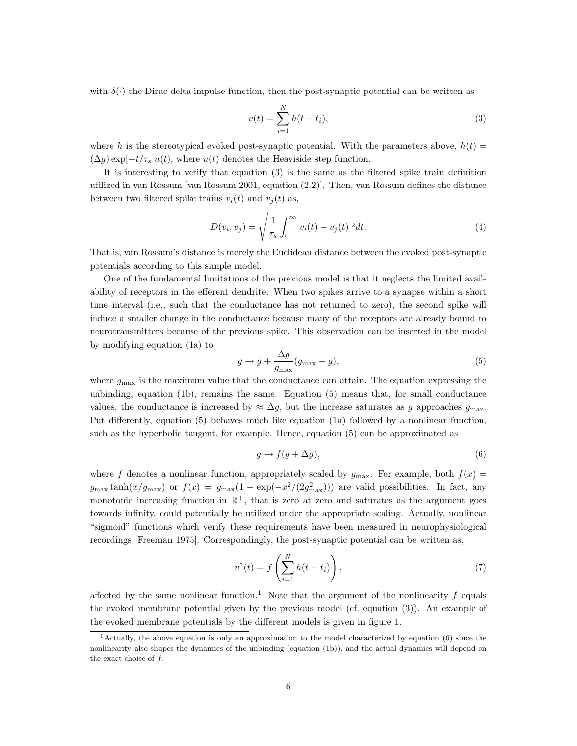with $\delta(\cdot)$ the Dirac delta impulse function, then the post-synaptic potential can be written as

$$v(t) = \sum_{i=1}^{N} h(t - t_i), \tag{3}$$

where $h$ is the stereotypical evoked post-synaptic potential. With the parameters above, $h(t) = (\Delta g) \exp[-t/\tau_s] u(t)$, where $u(t)$ denotes the Heaviside step function.

It is interesting to verify that equation (3) is the same as the filtered spike train definition utilized in van Rossum [van Rossum 2001, equation (2.2)]. Then, van Rossum defines the distance between two filtered spike trains $v_i(t)$ and $v_j(t)$ as,

$$D(v_i, v_j) = \sqrt{\frac{1}{\tau_s} \int_0^\infty [v_i(t) - v_j(t)]^2 dt}. \tag{4}$$

That is, van Rossum's distance is merely the Euclidean distance between the evoked post-synaptic potentials according to this simple model.

One of the fundamental limitations of the previous model is that it neglects the limited availability of receptors in the efferent dendrite. When two spikes arrive to a synapse within a short time interval (i.e., such that the conductance has not returned to zero), the second spike will induce a smaller change in the conductance because many of the receptors are already bound to neurotransmitters because of the previous spike. This observation can be inserted in the model by modifying equation (1a) to

$$g \rightarrow g + \frac{\Delta g}{g_{\max}}(g_{\max} - g), \tag{5}$$

where $g_{\max}$ is the maximum value that the conductance can attain. The equation expressing the unbinding, equation (1b), remains the same. Equation (5) means that, for small conductance values, the conductance is increased by $\approx \Delta g$, but the increase saturates as $g$ approaches $g_{\max}$. Put differently, equation (5) behaves much like equation (1a) followed by a nonlinear function, such as the hyperbolic tangent, for example. Hence, equation (5) can be approximated as

$$g \rightarrow f(g + \Delta g), \tag{6}$$

where $f$ denotes a nonlinear function, appropriately scaled by $g_{\max}$. For example, both $f(x) = g_{\max} \tanh(x/g_{\max})$ or $f(x) = g_{\max}(1 - \exp(-x^2/(2g_{\max}^2)))$ are valid possibilities. In fact, any monotonic increasing function in $\mathbb{R}^+$, that is zero at zero and saturates as the argument goes towards infinity, could potentially be utilized under the appropriate scaling. Actually, nonlinear "sigmoid" functions which verify these requirements have been measured in neurophysiological recordings [Freeman 1975]. Correspondingly, the post-synaptic potential can be written as,

$$v^\dagger(t) = f\left(\sum_{i=1}^{N} h(t - t_i)\right), \tag{7}$$

affected by the same nonlinear function.[1] Note that the argument of the nonlinearity $f$ equals the evoked membrane potential given by the previous model (cf. equation (3)). An example of the evoked membrane potentials by the different models is given in figure 1.

[1] Actually, the above equation is only an approximation to the model characterized by equation (6) since the nonlinearity also shapes the dynamics of the unbinding (equation (1b)), and the actual dynamics will depend on the exact choise of $f$.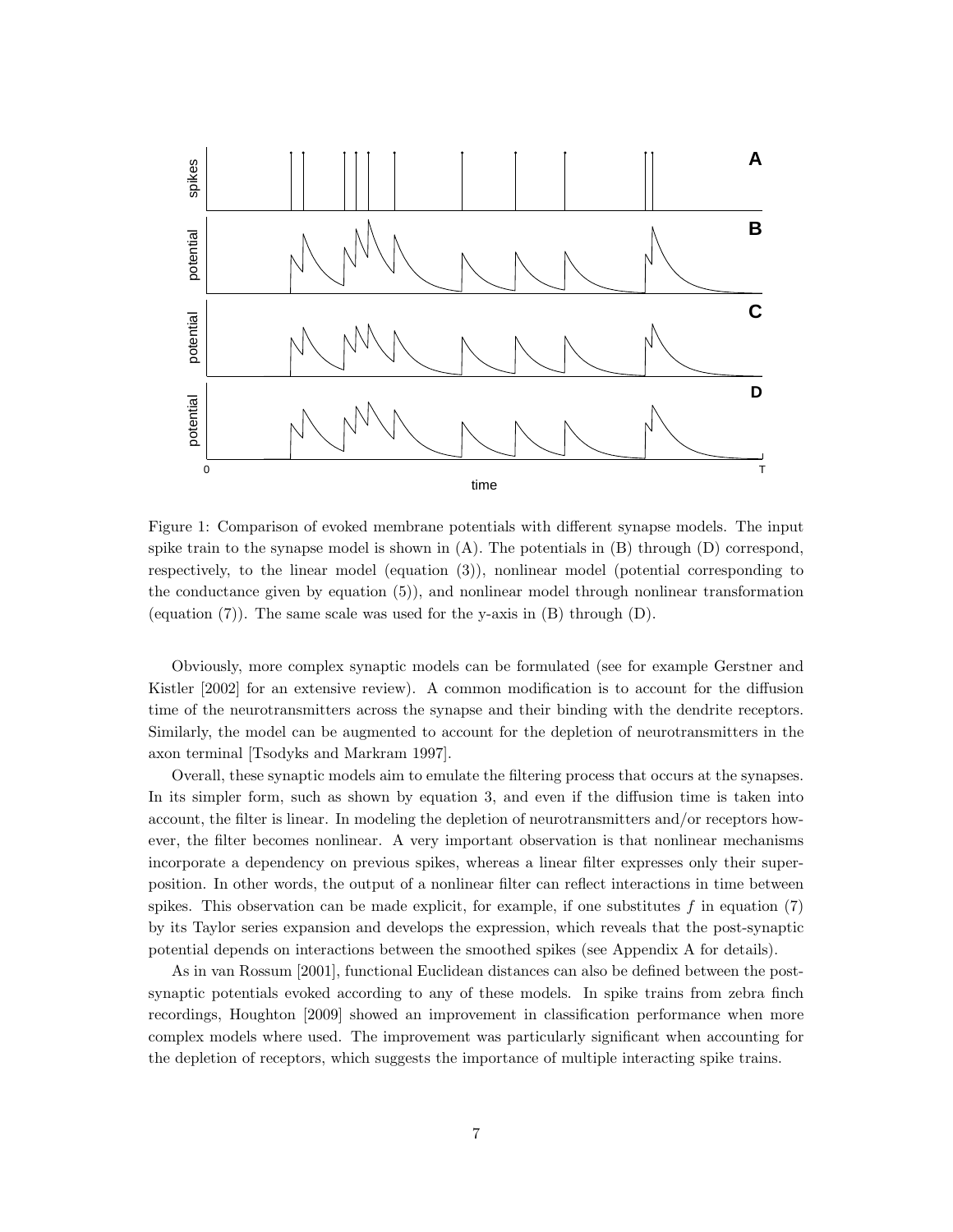Figure 1: Comparison of evoked membrane potentials with different synapse models. The input spike train to the synapse model is shown in (A). The potentials in (B) through (D) correspond, respectively, to the linear model (equation (3)), nonlinear model (potential corresponding to the conductance given by equation (5)), and nonlinear model through nonlinear transformation (equation (7)). The same scale was used for the y-axis in (B) through (D).

Obviously, more complex synaptic models can be formulated (see for example Gerstner and Kistler [2002] for an extensive review). A common modification is to account for the diffusion time of the neurotransmitters across the synapse and their binding with the dendrite receptors. Similarly, the model can be augmented to account for the depletion of neurotransmitters in the axon terminal [Tsodyks and Markram 1997].

Overall, these synaptic models aim to emulate the filtering process that occurs at the synapses. In its simpler form, such as shown by equation 3, and even if the diffusion time is taken into account, the filter is linear. In modeling the depletion of neurotransmitters and/or receptors however, the filter becomes nonlinear. A very important observation is that nonlinear mechanisms incorporate a dependency on previous spikes, whereas a linear filter expresses only their superposition. In other words, the output of a nonlinear filter can reflect interactions in time between spikes. This observation can be made explicit, for example, if one substitutes $f$ in equation (7) by its Taylor series expansion and develops the expression, which reveals that the post-synaptic potential depends on interactions between the smoothed spikes (see Appendix A for details).

As in van Rossum [2001], functional Euclidean distances can also be defined between the post-synaptic potentials evoked according to any of these models. In spike trains from zebra finch recordings, Houghton [2009] showed an improvement in classification performance when more complex models where used. The improvement was particularly significant when accounting for the depletion of receptors, which suggests the importance of multiple interacting spike trains.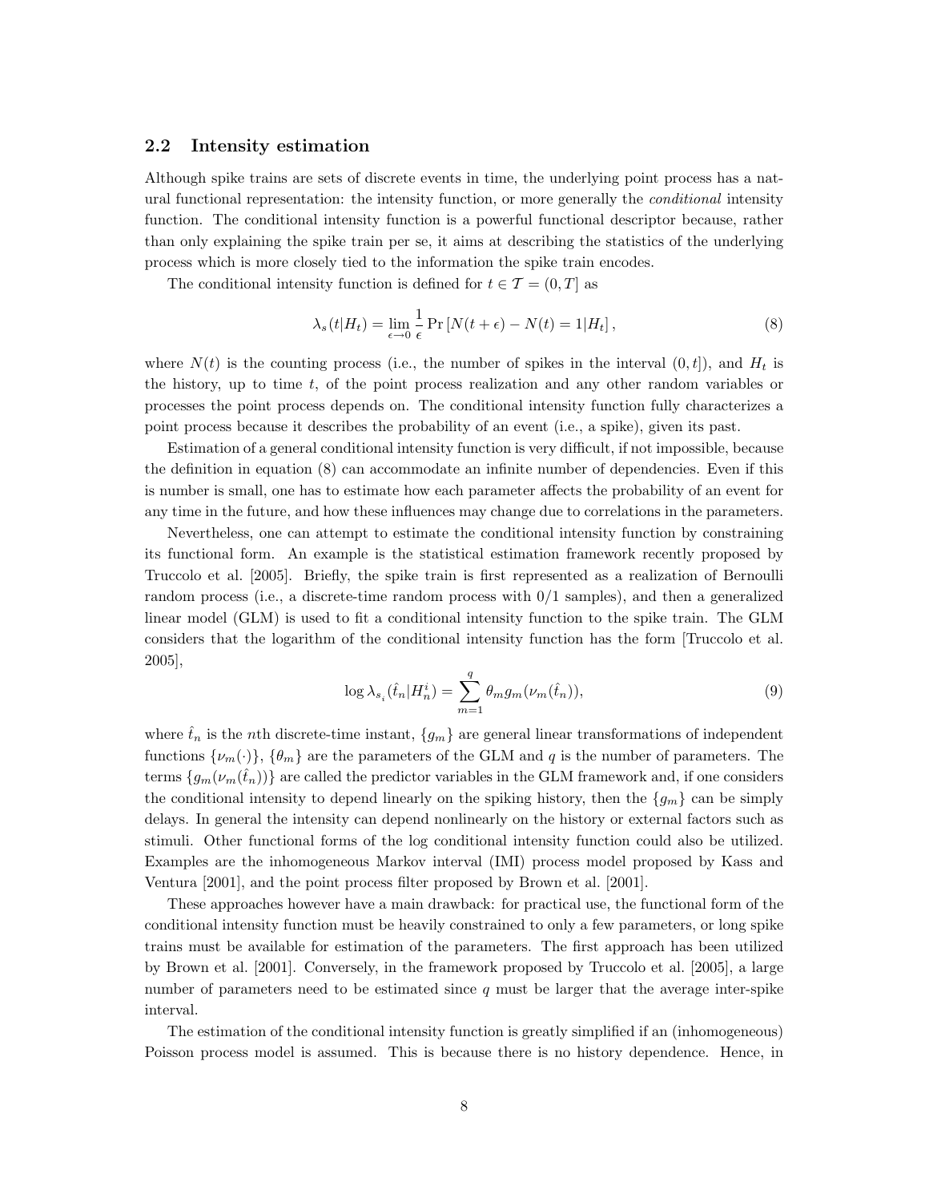### 2.2 Intensity estimation

Although spike trains are sets of discrete events in time, the underlying point process has a natural functional representation: the intensity function, or more generally the *conditional* intensity function. The conditional intensity function is a powerful functional descriptor because, rather than only explaining the spike train per se, it aims at describing the statistics of the underlying process which is more closely tied to the information the spike train encodes.

The conditional intensity function is defined for $t \in \mathcal{T} = (0, T]$ as

$$\lambda_s(t|H_t) = \lim_{\epsilon \to 0} \frac{1}{\epsilon} \Pr\left[N(t+\epsilon) - N(t) = 1 | H_t\right], \tag{8}$$

where $N(t)$ is the counting process (i.e., the number of spikes in the interval $(0, t]$), and $H_t$ is the history, up to time $t$, of the point process realization and any other random variables or processes the point process depends on. The conditional intensity function fully characterizes a point process because it describes the probability of an event (i.e., a spike), given its past.

Estimation of a general conditional intensity function is very difficult, if not impossible, because the definition in equation (8) can accommodate an infinite number of dependencies. Even if this is number is small, one has to estimate how each parameter affects the probability of an event for any time in the future, and how these influences may change due to correlations in the parameters.

Nevertheless, one can attempt to estimate the conditional intensity function by constraining its functional form. An example is the statistical estimation framework recently proposed by Truccolo et al. [2005]. Briefly, the spike train is first represented as a realization of Bernoulli random process (i.e., a discrete-time random process with 0/1 samples), and then a generalized linear model (GLM) is used to fit a conditional intensity function to the spike train. The GLM considers that the logarithm of the conditional intensity function has the form [Truccolo et al. 2005],

$$\log \lambda_{s_i}(\hat{t}_n | H_n^i) = \sum_{m=1}^{q} \theta_m g_m(\nu_m(\hat{t}_n)), \tag{9}$$

where $\hat{t}_n$ is the $n$th discrete-time instant, $\{g_m\}$ are general linear transformations of independent functions $\{\nu_m(\cdot)\}$, $\{\theta_m\}$ are the parameters of the GLM and $q$ is the number of parameters. The terms $\{g_m(\nu_m(\hat{t}_n))\}$ are called the predictor variables in the GLM framework and, if one considers the conditional intensity to depend linearly on the spiking history, then the $\{g_m\}$ can be simply delays. In general the intensity can depend nonlinearly on the history or external factors such as stimuli. Other functional forms of the log conditional intensity function could also be utilized. Examples are the inhomogeneous Markov interval (IMI) process model proposed by Kass and Ventura [2001], and the point process filter proposed by Brown et al. [2001].

These approaches however have a main drawback: for practical use, the functional form of the conditional intensity function must be heavily constrained to only a few parameters, or long spike trains must be available for estimation of the parameters. The first approach has been utilized by Brown et al. [2001]. Conversely, in the framework proposed by Truccolo et al. [2005], a large number of parameters need to be estimated since $q$ must be larger that the average inter-spike interval.

The estimation of the conditional intensity function is greatly simplified if an (inhomogeneous) Poisson process model is assumed. This is because there is no history dependence. Hence, in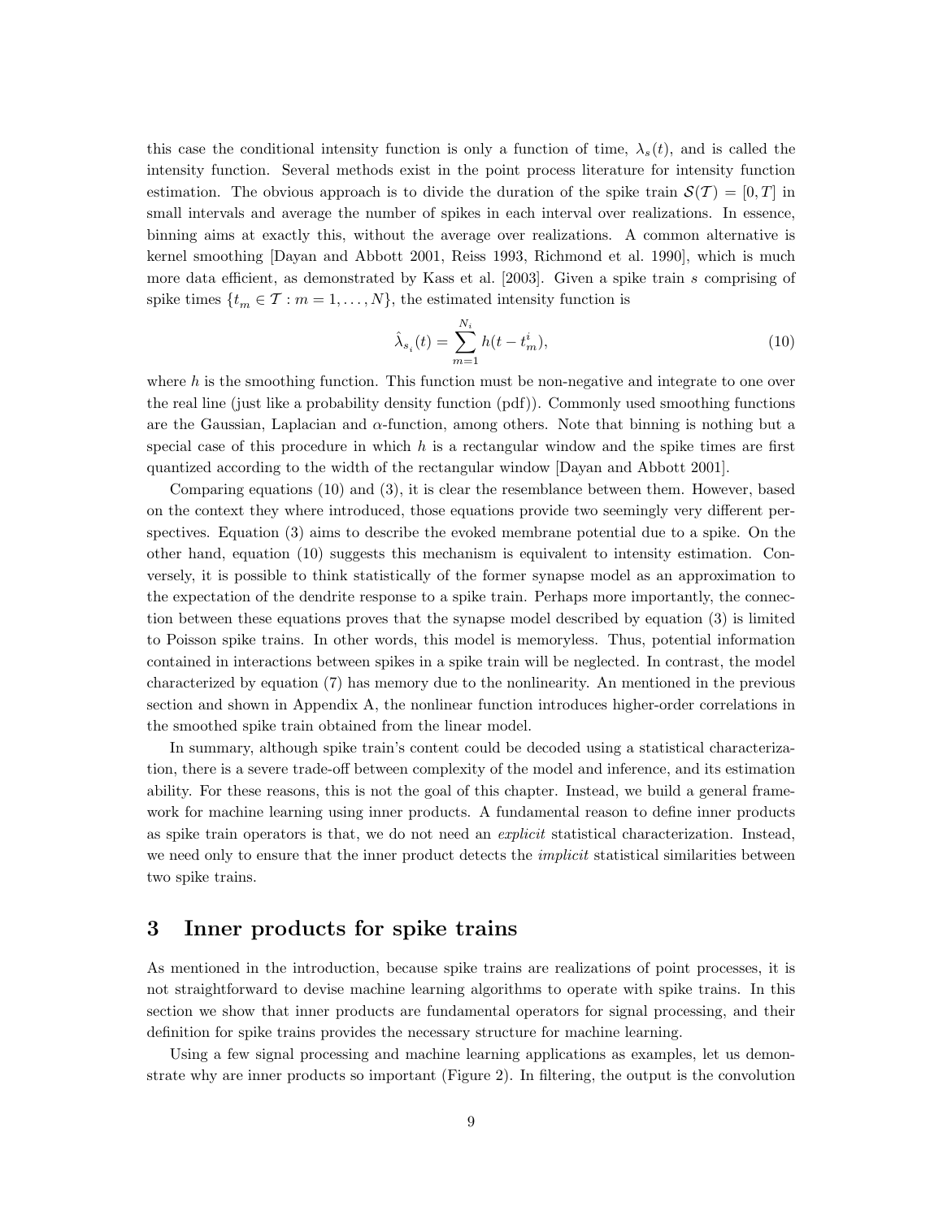this case the conditional intensity function is only a function of time, $\lambda_s(t)$, and is called the intensity function. Several methods exist in the point process literature for intensity function estimation. The obvious approach is to divide the duration of the spike train $\mathcal{S}(\mathcal{T}) = [0, T]$ in small intervals and average the number of spikes in each interval over realizations. In essence, binning aims at exactly this, without the average over realizations. A common alternative is kernel smoothing [Dayan and Abbott 2001, Reiss 1993, Richmond et al. 1990], which is much more data efficient, as demonstrated by Kass et al. [2003]. Given a spike train $s$ comprising of spike times $\{t_m \in \mathcal{T} : m = 1, \ldots, N\}$, the estimated intensity function is

$$\hat{\lambda}_{s_i}(t) = \sum_{m=1}^{N_i} h(t - t_m^i), \tag{10}$$

where $h$ is the smoothing function. This function must be non-negative and integrate to one over the real line (just like a probability density function (pdf)). Commonly used smoothing functions are the Gaussian, Laplacian and $\alpha$-function, among others. Note that binning is nothing but a special case of this procedure in which $h$ is a rectangular window and the spike times are first quantized according to the width of the rectangular window [Dayan and Abbott 2001].

Comparing equations (10) and (3), it is clear the resemblance between them. However, based on the context they where introduced, those equations provide two seemingly very different perspectives. Equation (3) aims to describe the evoked membrane potential due to a spike. On the other hand, equation (10) suggests this mechanism is equivalent to intensity estimation. Conversely, it is possible to think statistically of the former synapse model as an approximation to the expectation of the dendrite response to a spike train. Perhaps more importantly, the connection between these equations proves that the synapse model described by equation (3) is limited to Poisson spike trains. In other words, this model is memoryless. Thus, potential information contained in interactions between spikes in a spike train will be neglected. In contrast, the model characterized by equation (7) has memory due to the nonlinearity. An mentioned in the previous section and shown in Appendix A, the nonlinear function introduces higher-order correlations in the smoothed spike train obtained from the linear model.

In summary, although spike train's content could be decoded using a statistical characterization, there is a severe trade-off between complexity of the model and inference, and its estimation ability. For these reasons, this is not the goal of this chapter. Instead, we build a general framework for machine learning using inner products. A fundamental reason to define inner products as spike train operators is that, we do not need an *explicit* statistical characterization. Instead, we need only to ensure that the inner product detects the *implicit* statistical similarities between two spike trains.

## 3 Inner products for spike trains

As mentioned in the introduction, because spike trains are realizations of point processes, it is not straightforward to devise machine learning algorithms to operate with spike trains. In this section we show that inner products are fundamental operators for signal processing, and their definition for spike trains provides the necessary structure for machine learning.

Using a few signal processing and machine learning applications as examples, let us demonstrate why are inner products so important (Figure 2). In filtering, the output is the convolution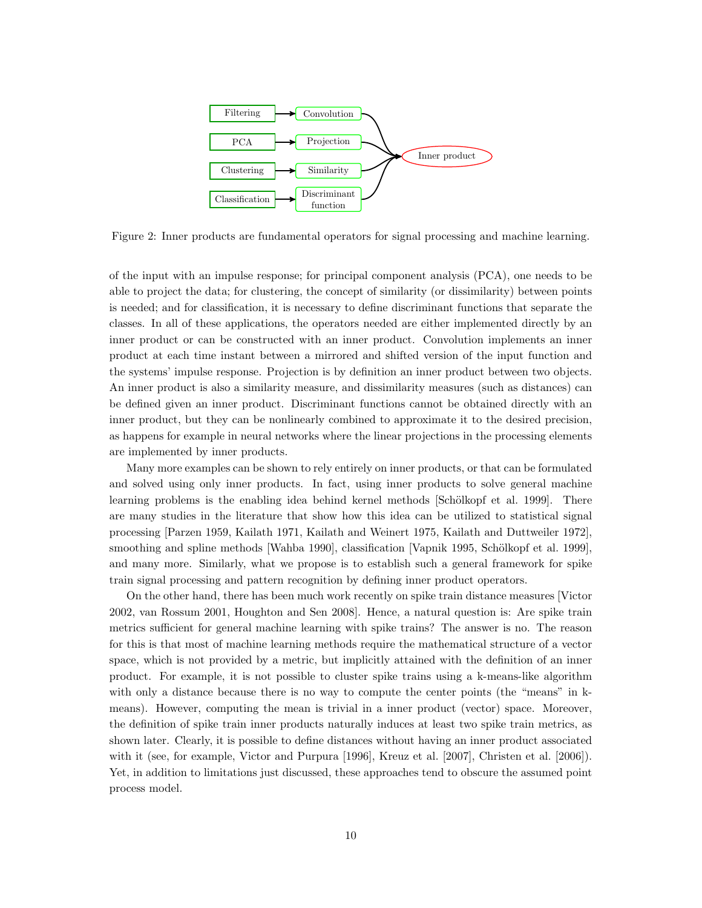Figure 2: Inner products are fundamental operators for signal processing and machine learning.

of the input with an impulse response; for principal component analysis (PCA), one needs to be able to project the data; for clustering, the concept of similarity (or dissimilarity) between points is needed; and for classification, it is necessary to define discriminant functions that separate the classes. In all of these applications, the operators needed are either implemented directly by an inner product or can be constructed with an inner product. Convolution implements an inner product at each time instant between a mirrored and shifted version of the input function and the systems' impulse response. Projection is by definition an inner product between two objects. An inner product is also a similarity measure, and dissimilarity measures (such as distances) can be defined given an inner product. Discriminant functions cannot be obtained directly with an inner product, but they can be nonlinearly combined to approximate it to the desired precision, as happens for example in neural networks where the linear projections in the processing elements are implemented by inner products.

Many more examples can be shown to rely entirely on inner products, or that can be formulated and solved using only inner products. In fact, using inner products to solve general machine learning problems is the enabling idea behind kernel methods [Schölkopf et al. 1999]. There are many studies in the literature that show how this idea can be utilized to statistical signal processing [Parzen 1959, Kailath 1971, Kailath and Weinert 1975, Kailath and Duttweiler 1972], smoothing and spline methods [Wahba 1990], classification [Vapnik 1995, Schölkopf et al. 1999], and many more. Similarly, what we propose is to establish such a general framework for spike train signal processing and pattern recognition by defining inner product operators.

On the other hand, there has been much work recently on spike train distance measures [Victor 2002, van Rossum 2001, Houghton and Sen 2008]. Hence, a natural question is: Are spike train metrics sufficient for general machine learning with spike trains? The answer is no. The reason for this is that most of machine learning methods require the mathematical structure of a vector space, which is not provided by a metric, but implicitly attained with the definition of an inner product. For example, it is not possible to cluster spike trains using a k-means-like algorithm with only a distance because there is no way to compute the center points (the "means" in k-means). However, computing the mean is trivial in a inner product (vector) space. Moreover, the definition of spike train inner products naturally induces at least two spike train metrics, as shown later. Clearly, it is possible to define distances without having an inner product associated with it (see, for example, Victor and Purpura [1996], Kreuz et al. [2007], Christen et al. [2006]). Yet, in addition to limitations just discussed, these approaches tend to obscure the assumed point process model.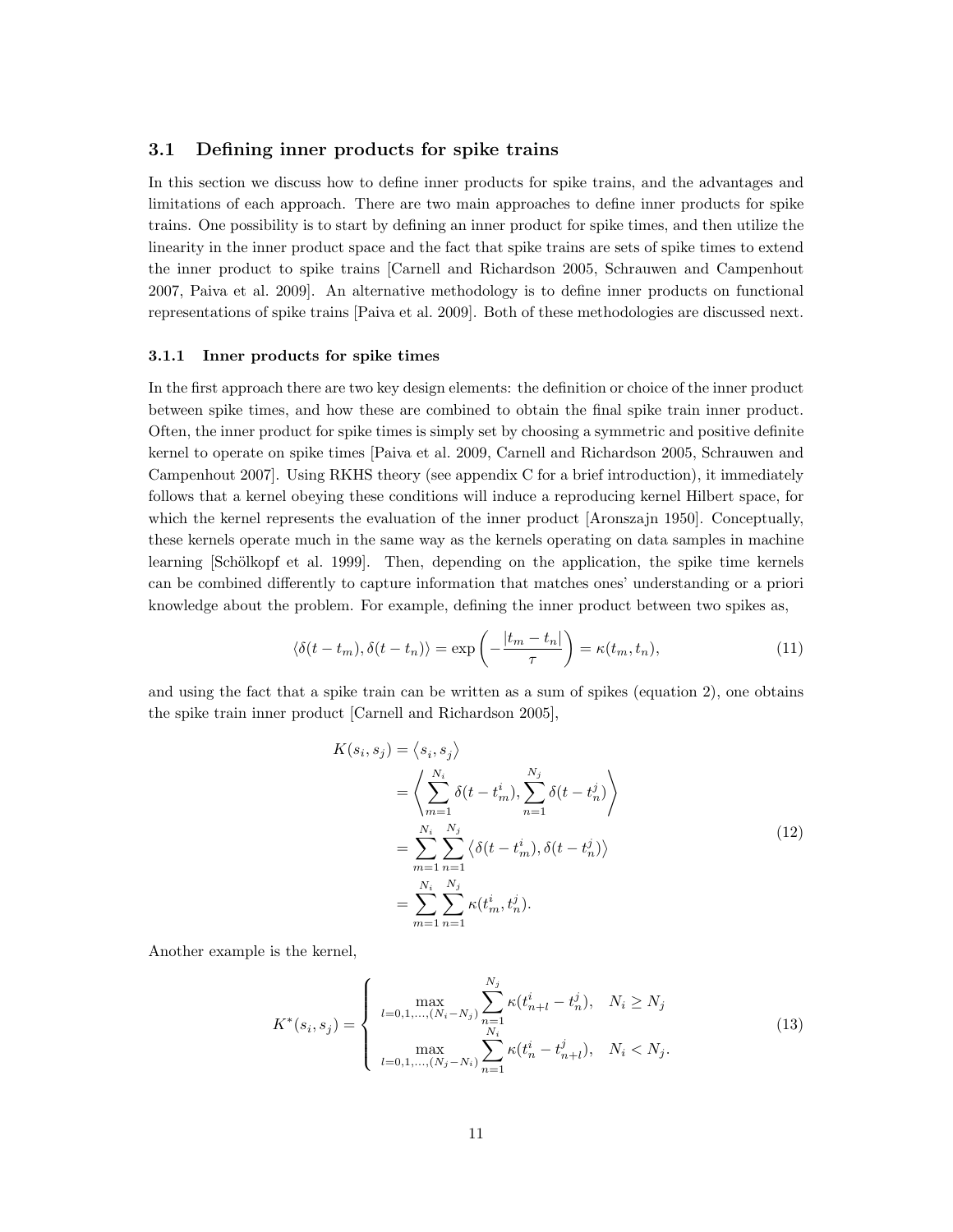### 3.1 Defining inner products for spike trains

In this section we discuss how to define inner products for spike trains, and the advantages and limitations of each approach. There are two main approaches to define inner products for spike trains. One possibility is to start by defining an inner product for spike times, and then utilize the linearity in the inner product space and the fact that spike trains are sets of spike times to extend the inner product to spike trains [Carnell and Richardson 2005, Schrauwen and Campenhout 2007, Paiva et al. 2009]. An alternative methodology is to define inner products on functional representations of spike trains [Paiva et al. 2009]. Both of these methodologies are discussed next.

#### 3.1.1 Inner products for spike times

In the first approach there are two key design elements: the definition or choice of the inner product between spike times, and how these are combined to obtain the final spike train inner product. Often, the inner product for spike times is simply set by choosing a symmetric and positive definite kernel to operate on spike times [Paiva et al. 2009, Carnell and Richardson 2005, Schrauwen and Campenhout 2007]. Using RKHS theory (see appendix C for a brief introduction), it immediately follows that a kernel obeying these conditions will induce a reproducing kernel Hilbert space, for which the kernel represents the evaluation of the inner product [Aronszajn 1950]. Conceptually, these kernels operate much in the same way as the kernels operating on data samples in machine learning [Schölkopf et al. 1999]. Then, depending on the application, the spike time kernels can be combined differently to capture information that matches ones' understanding or a priori knowledge about the problem. For example, defining the inner product between two spikes as,

$$\langle \delta(t - t_m), \delta(t - t_n) \rangle = \exp\left(-\frac{|t_m - t_n|}{\tau}\right) = \kappa(t_m, t_n), \tag{11}$$

and using the fact that a spike train can be written as a sum of spikes (equation 2), one obtains the spike train inner product [Carnell and Richardson 2005],

$$\begin{aligned}
K(s_i, s_j) &= \langle s_i, s_j \rangle \\
&= \left\langle \sum_{m=1}^{N_i} \delta(t - t_m^i), \sum_{n=1}^{N_j} \delta(t - t_n^j) \right\rangle \\
&= \sum_{m=1}^{N_i} \sum_{n=1}^{N_j} \left\langle \delta(t - t_m^i), \delta(t - t_n^j) \right\rangle \\
&= \sum_{m=1}^{N_i} \sum_{n=1}^{N_j} \kappa(t_m^i, t_n^j).
\end{aligned} \tag{12}$$

Another example is the kernel,

$$K^*(s_i, s_j) = \begin{cases} \displaystyle\max_{l=0,1,\ldots,(N_i - N_j)} \sum_{n=1}^{N_j} \kappa(t_{n+l}^i - t_n^j), & N_i \geq N_j \\ \displaystyle\max_{l=0,1,\ldots,(N_j - N_i)} \sum_{n=1}^{N_i} \kappa(t_n^i - t_{n+l}^j), & N_i < N_j. \end{cases} \tag{13}$$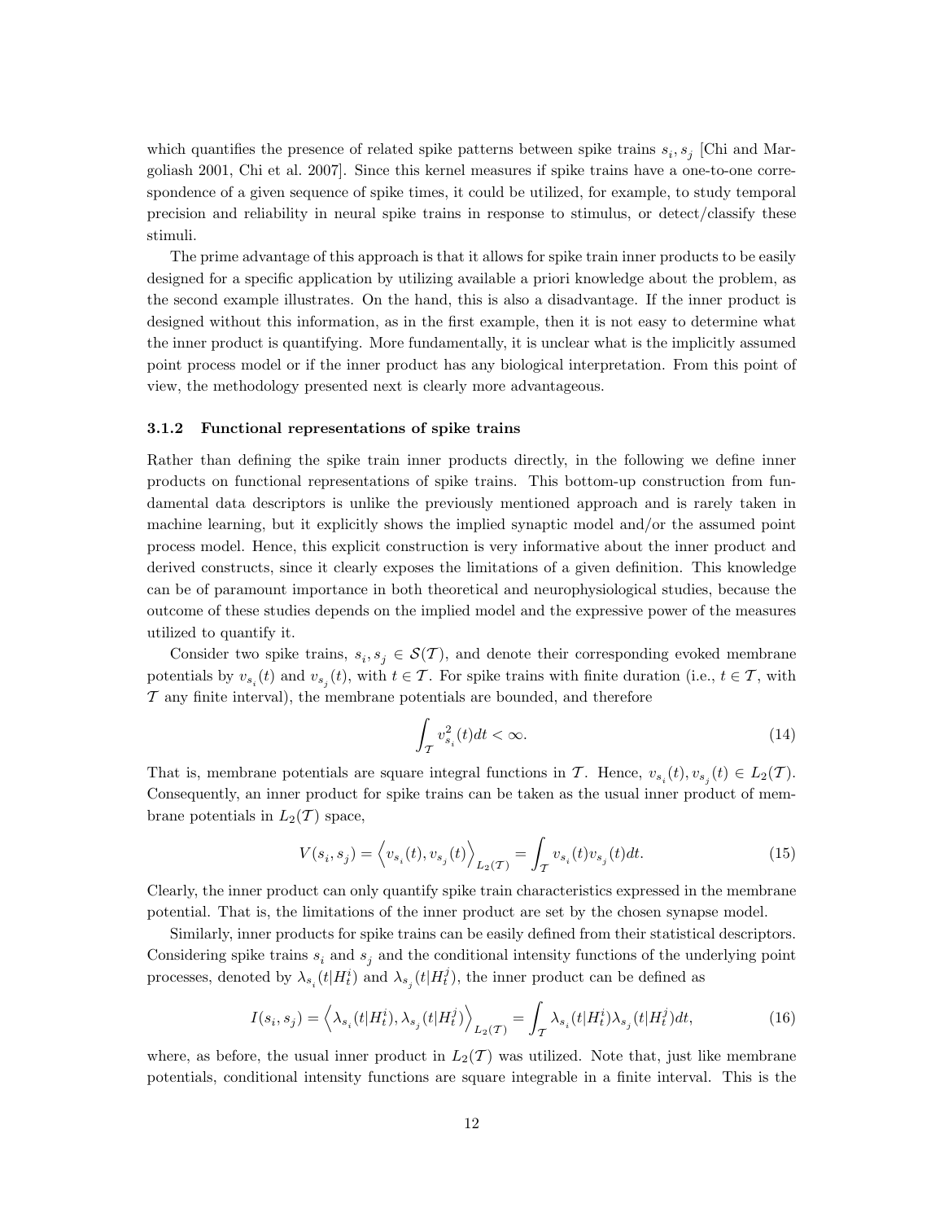which quantifies the presence of related spike patterns between spike trains $s_i, s_j$ [Chi and Margoliash 2001, Chi et al. 2007]. Since this kernel measures if spike trains have a one-to-one correspondence of a given sequence of spike times, it could be utilized, for example, to study temporal precision and reliability in neural spike trains in response to stimulus, or detect/classify these stimuli.

The prime advantage of this approach is that it allows for spike train inner products to be easily designed for a specific application by utilizing available a priori knowledge about the problem, as the second example illustrates. On the hand, this is also a disadvantage. If the inner product is designed without this information, as in the first example, then it is not easy to determine what the inner product is quantifying. More fundamentally, it is unclear what is the implicitly assumed point process model or if the inner product has any biological interpretation. From this point of view, the methodology presented next is clearly more advantageous.

### 3.1.2 Functional representations of spike trains

Rather than defining the spike train inner products directly, in the following we define inner products on functional representations of spike trains. This bottom-up construction from fundamental data descriptors is unlike the previously mentioned approach and is rarely taken in machine learning, but it explicitly shows the implied synaptic model and/or the assumed point process model. Hence, this explicit construction is very informative about the inner product and derived constructs, since it clearly exposes the limitations of a given definition. This knowledge can be of paramount importance in both theoretical and neurophysiological studies, because the outcome of these studies depends on the implied model and the expressive power of the measures utilized to quantify it.

Consider two spike trains, $s_i, s_j \in \mathcal{S}(\mathcal{T})$, and denote their corresponding evoked membrane potentials by $v_{s_i}(t)$ and $v_{s_j}(t)$, with $t \in \mathcal{T}$. For spike trains with finite duration (i.e., $t \in \mathcal{T}$, with $\mathcal{T}$ any finite interval), the membrane potentials are bounded, and therefore

$$\int_{\mathcal{T}} v_{s_i}^2(t)dt < \infty. \tag{14}$$

That is, membrane potentials are square integral functions in $\mathcal{T}$. Hence, $v_{s_i}(t), v_{s_j}(t) \in L_2(\mathcal{T})$. Consequently, an inner product for spike trains can be taken as the usual inner product of membrane potentials in $L_2(\mathcal{T})$ space,

$$V(s_i, s_j) = \left\langle v_{s_i}(t), v_{s_j}(t) \right\rangle_{L_2(\mathcal{T})} = \int_{\mathcal{T}} v_{s_i}(t) v_{s_j}(t) dt. \tag{15}$$

Clearly, the inner product can only quantify spike train characteristics expressed in the membrane potential. That is, the limitations of the inner product are set by the chosen synapse model.

Similarly, inner products for spike trains can be easily defined from their statistical descriptors. Considering spike trains $s_i$ and $s_j$ and the conditional intensity functions of the underlying point processes, denoted by $\lambda_{s_i}(t|H_t^i)$ and $\lambda_{s_j}(t|H_t^j)$, the inner product can be defined as

$$I(s_i, s_j) = \left\langle \lambda_{s_i}(t|H_t^i), \lambda_{s_j}(t|H_t^j) \right\rangle_{L_2(\mathcal{T})} = \int_{\mathcal{T}} \lambda_{s_i}(t|H_t^i) \lambda_{s_j}(t|H_t^j) dt, \tag{16}$$

where, as before, the usual inner product in $L_2(\mathcal{T})$ was utilized. Note that, just like membrane potentials, conditional intensity functions are square integrable in a finite interval. This is the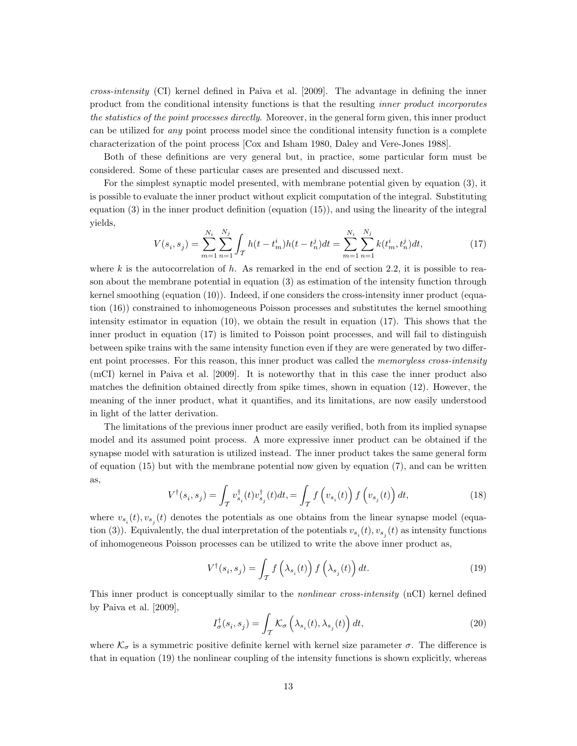*cross-intensity* (CI) kernel defined in Paiva et al. [2009]. The advantage in defining the inner product from the conditional intensity functions is that the resulting *inner product incorporates the statistics of the point processes directly*. Moreover, in the general form given, this inner product can be utilized for *any* point process model since the conditional intensity function is a complete characterization of the point process [Cox and Isham 1980, Daley and Vere-Jones 1988].

Both of these definitions are very general but, in practice, some particular form must be considered. Some of these particular cases are presented and discussed next.

For the simplest synaptic model presented, with membrane potential given by equation (3), it is possible to evaluate the inner product without explicit computation of the integral. Substituting equation (3) in the inner product definition (equation (15)), and using the linearity of the integral yields,

$$V(s_i, s_j) = \sum_{m=1}^{N_i} \sum_{n=1}^{N_j} \int_{\mathcal{T}} h(t - t_m^i) h(t - t_n^j) dt = \sum_{m=1}^{N_i} \sum_{n=1}^{N_j} k(t_m^i, t_n^j) dt, \tag{17}$$

where $k$ is the autocorrelation of $h$. As remarked in the end of section 2.2, it is possible to reason about the membrane potential in equation (3) as estimation of the intensity function through kernel smoothing (equation (10)). Indeed, if one considers the cross-intensity inner product (equation (16)) constrained to inhomogeneous Poisson processes and substitutes the kernel smoothing intensity estimator in equation (10), we obtain the result in equation (17). This shows that the inner product in equation (17) is limited to Poisson point processes, and will fail to distinguish between spike trains with the same intensity function even if they are were generated by two different point processes. For this reason, this inner product was called the *memoryless cross-intensity* (mCI) kernel in Paiva et al. [2009]. It is noteworthy that in this case the inner product also matches the definition obtained directly from spike times, shown in equation (12). However, the meaning of the inner product, what it quantifies, and its limitations, are now easily understood in light of the latter derivation.

The limitations of the previous inner product are easily verified, both from its implied synapse model and its assumed point process. A more expressive inner product can be obtained if the synapse model with saturation is utilized instead. The inner product takes the same general form of equation (15) but with the membrane potential now given by equation (7), and can be written as,

$$V^\dagger(s_i, s_j) = \int_{\mathcal{T}} v_{s_i}^\dagger(t) v_{s_j}^\dagger(t) dt, = \int_{\mathcal{T}} f\left(v_{s_i}(t)\right) f\left(v_{s_j}(t)\right) dt, \tag{18}$$

where $v_{s_i}(t), v_{s_j}(t)$ denotes the potentials as one obtains from the linear synapse model (equation (3)). Equivalently, the dual interpretation of the potentials $v_{s_i}(t), v_{s_j}(t)$ as intensity functions of inhomogeneous Poisson processes can be utilized to write the above inner product as,

$$V^\dagger(s_i, s_j) = \int_{\mathcal{T}} f\left(\lambda_{s_i}(t)\right) f\left(\lambda_{s_j}(t)\right) dt. \tag{19}$$

This inner product is conceptually similar to the *nonlinear cross-intensity* (nCI) kernel defined by Paiva et al. [2009],

$$I_\sigma^\dagger(s_i, s_j) = \int_{\mathcal{T}} \mathcal{K}_\sigma\left(\lambda_{s_i}(t), \lambda_{s_j}(t)\right) dt, \tag{20}$$

where $\mathcal{K}_\sigma$ is a symmetric positive definite kernel with kernel size parameter $\sigma$. The difference is that in equation (19) the nonlinear coupling of the intensity functions is shown explicitly, whereas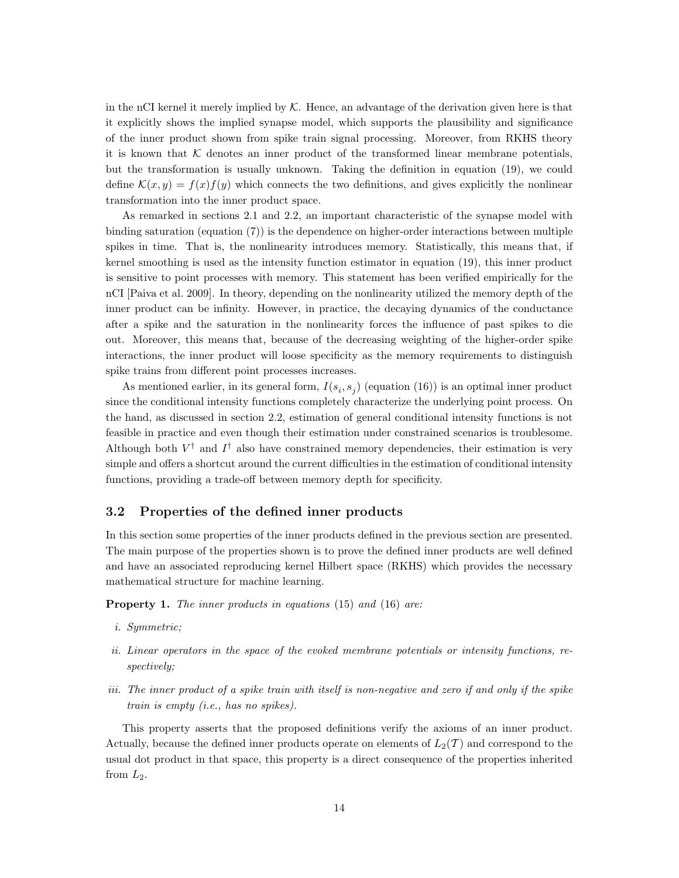in the nCI kernel it merely implied by $\mathcal{K}$. Hence, an advantage of the derivation given here is that it explicitly shows the implied synapse model, which supports the plausibility and significance of the inner product shown from spike train signal processing. Moreover, from RKHS theory it is known that $\mathcal{K}$ denotes an inner product of the transformed linear membrane potentials, but the transformation is usually unknown. Taking the definition in equation (19), we could define $\mathcal{K}(x, y) = f(x)f(y)$ which connects the two definitions, and gives explicitly the nonlinear transformation into the inner product space.

As remarked in sections 2.1 and 2.2, an important characteristic of the synapse model with binding saturation (equation (7)) is the dependence on higher-order interactions between multiple spikes in time. That is, the nonlinearity introduces memory. Statistically, this means that, if kernel smoothing is used as the intensity function estimator in equation (19), this inner product is sensitive to point processes with memory. This statement has been verified empirically for the nCI [Paiva et al. 2009]. In theory, depending on the nonlinearity utilized the memory depth of the inner product can be infinity. However, in practice, the decaying dynamics of the conductance after a spike and the saturation in the nonlinearity forces the influence of past spikes to die out. Moreover, this means that, because of the decreasing weighting of the higher-order spike interactions, the inner product will loose specificity as the memory requirements to distinguish spike trains from different point processes increases.

As mentioned earlier, in its general form, $I(s_i, s_j)$ (equation (16)) is an optimal inner product since the conditional intensity functions completely characterize the underlying point process. On the hand, as discussed in section 2.2, estimation of general conditional intensity functions is not feasible in practice and even though their estimation under constrained scenarios is troublesome. Although both $V^\dagger$ and $I^\dagger$ also have constrained memory dependencies, their estimation is very simple and offers a shortcut around the current difficulties in the estimation of conditional intensity functions, providing a trade-off between memory depth for specificity.

## 3.2 Properties of the defined inner products

In this section some properties of the inner products defined in the previous section are presented. The main purpose of the properties shown is to prove the defined inner products are well defined and have an associated reproducing kernel Hilbert space (RKHS) which provides the necessary mathematical structure for machine learning.

**Property 1.** *The inner products in equations* (15) *and* (16) *are:*

*i. Symmetric;*

*ii. Linear operators in the space of the evoked membrane potentials or intensity functions, respectively;*

*iii. The inner product of a spike train with itself is non-negative and zero if and only if the spike train is empty (i.e., has no spikes).*

This property asserts that the proposed definitions verify the axioms of an inner product. Actually, because the defined inner products operate on elements of $L_2(\mathcal{T})$ and correspond to the usual dot product in that space, this property is a direct consequence of the properties inherited from $L_2$.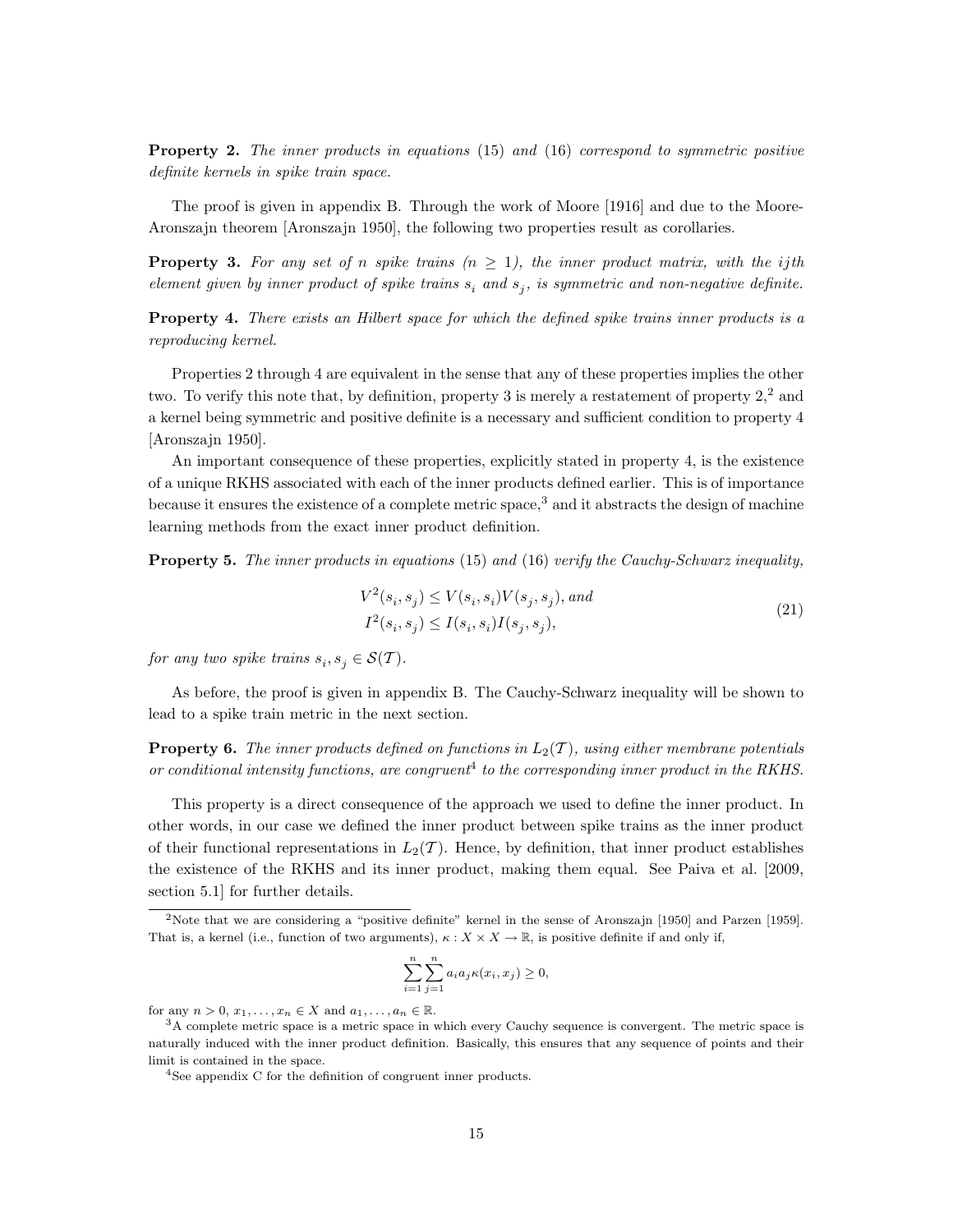**Property 2.** *The inner products in equations* (15) *and* (16) *correspond to symmetric positive definite kernels in spike train space.*

The proof is given in appendix B. Through the work of Moore [1916] and due to the Moore-Aronszajn theorem [Aronszajn 1950], the following two properties result as corollaries.

**Property 3.** *For any set of $n$ spike trains ($n \geq 1$), the inner product matrix, with the $ij$th element given by inner product of spike trains $s_i$ and $s_j$, is symmetric and non-negative definite.*

**Property 4.** *There exists an Hilbert space for which the defined spike trains inner products is a reproducing kernel.*

Properties 2 through 4 are equivalent in the sense that any of these properties implies the other two. To verify this note that, by definition, property 3 is merely a restatement of property 2,[2] and a kernel being symmetric and positive definite is a necessary and sufficient condition to property 4 [Aronszajn 1950].

An important consequence of these properties, explicitly stated in property 4, is the existence of a unique RKHS associated with each of the inner products defined earlier. This is of importance because it ensures the existence of a complete metric space,[3] and it abstracts the design of machine learning methods from the exact inner product definition.

**Property 5.** *The inner products in equations* (15) *and* (16) *verify the Cauchy-Schwarz inequality,*

$$
\begin{aligned}
V^2(s_i, s_j) &\leq V(s_i, s_i)V(s_j, s_j), \text{ and} \\
I^2(s_i, s_j) &\leq I(s_i, s_i)I(s_j, s_j),
\end{aligned}
\tag{21}
$$

*for any two spike trains $s_i, s_j \in \mathcal{S}(\mathcal{T})$.*

As before, the proof is given in appendix B. The Cauchy-Schwarz inequality will be shown to lead to a spike train metric in the next section.

**Property 6.** *The inner products defined on functions in $L_2(\mathcal{T})$, using either membrane potentials or conditional intensity functions, are congruent*[4] *to the corresponding inner product in the RKHS.*

This property is a direct consequence of the approach we used to define the inner product. In other words, in our case we defined the inner product between spike trains as the inner product of their functional representations in $L_2(\mathcal{T})$. Hence, by definition, that inner product establishes the existence of the RKHS and its inner product, making them equal. See Paiva et al. [2009, section 5.1] for further details.

---

[2] Note that we are considering a "positive definite" kernel in the sense of Aronszajn [1950] and Parzen [1959]. That is, a kernel (i.e., function of two arguments), $\kappa : X \times X \to \mathbb{R}$, is positive definite if and only if,

$$
\sum_{i=1}^{n} \sum_{j=1}^{n} a_i a_j \kappa(x_i, x_j) \geq 0,
$$

for any $n > 0$, $x_1, \ldots, x_n \in X$ and $a_1, \ldots, a_n \in \mathbb{R}$.

[3] A complete metric space is a metric space in which every Cauchy sequence is convergent. The metric space is naturally induced with the inner product definition. Basically, this ensures that any sequence of points and their limit is contained in the space.

[4] See appendix C for the definition of congruent inner products.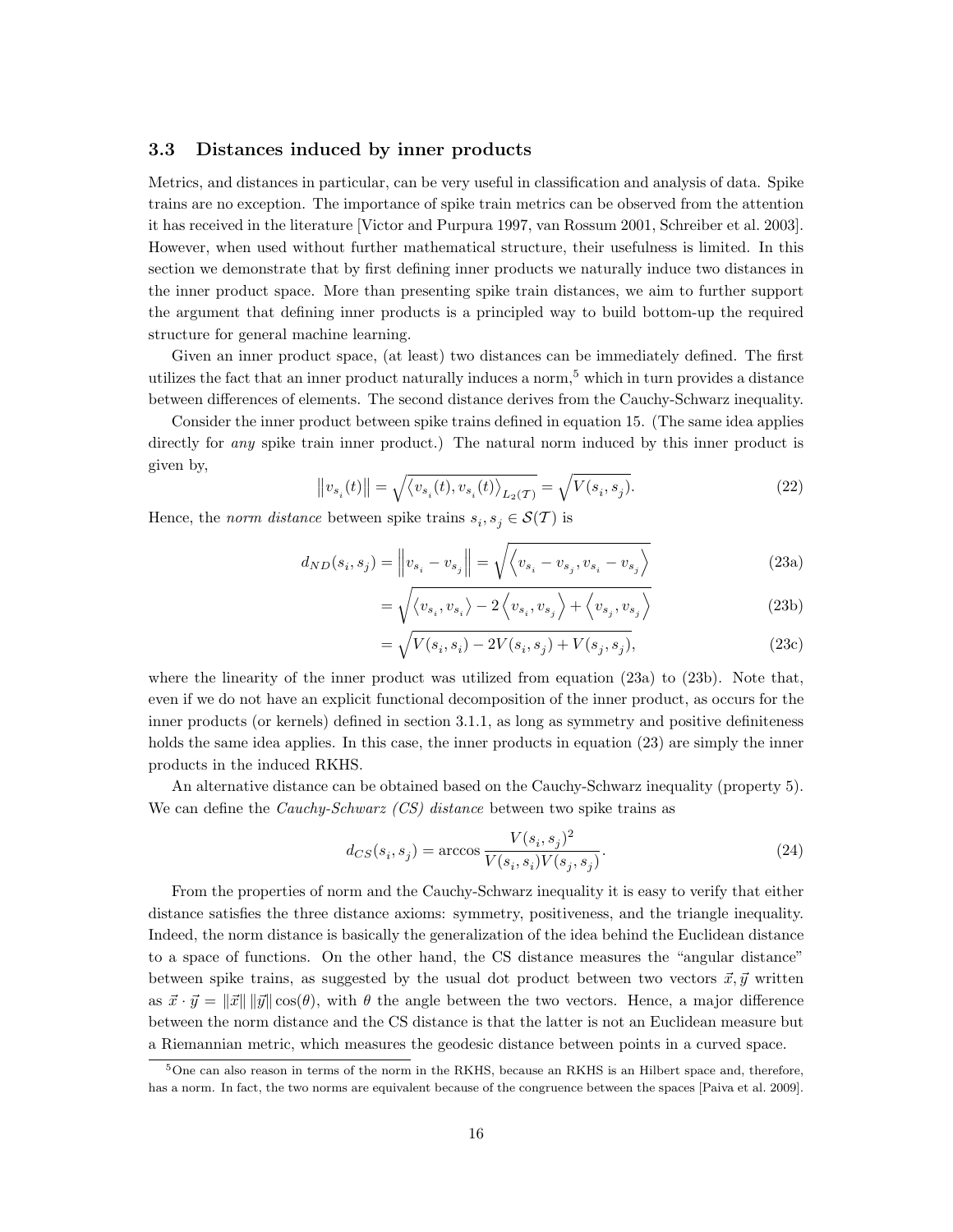### 3.3 Distances induced by inner products

Metrics, and distances in particular, can be very useful in classification and analysis of data. Spike trains are no exception. The importance of spike train metrics can be observed from the attention it has received in the literature [Victor and Purpura 1997, van Rossum 2001, Schreiber et al. 2003]. However, when used without further mathematical structure, their usefulness is limited. In this section we demonstrate that by first defining inner products we naturally induce two distances in the inner product space. More than presenting spike train distances, we aim to further support the argument that defining inner products is a principled way to build bottom-up the required structure for general machine learning.

Given an inner product space, (at least) two distances can be immediately defined. The first utilizes the fact that an inner product naturally induces a norm,[5] which in turn provides a distance between differences of elements. The second distance derives from the Cauchy-Schwarz inequality.

Consider the inner product between spike trains defined in equation 15. (The same idea applies directly for *any* spike train inner product.) The natural norm induced by this inner product is given by,

$$\left\|v_{s_i}(t)\right\| = \sqrt{\left\langle v_{s_i}(t), v_{s_i}(t)\right\rangle_{L_2(\mathcal{T})}} = \sqrt{V(s_i, s_j)}. \tag{22}$$

Hence, the *norm distance* between spike trains $s_i, s_j \in \mathcal{S}(\mathcal{T})$ is

$$d_{ND}(s_i, s_j) = \left\|v_{s_i} - v_{s_j}\right\| = \sqrt{\left\langle v_{s_i} - v_{s_j}, v_{s_i} - v_{s_j}\right\rangle} \tag{23a}$$

$$= \sqrt{\left\langle v_{s_i}, v_{s_i}\right\rangle - 2\left\langle v_{s_i}, v_{s_j}\right\rangle + \left\langle v_{s_j}, v_{s_j}\right\rangle} \tag{23b}$$

$$= \sqrt{V(s_i, s_i) - 2V(s_i, s_j) + V(s_j, s_j)}, \tag{23c}$$

where the linearity of the inner product was utilized from equation (23a) to (23b). Note that, even if we do not have an explicit functional decomposition of the inner product, as occurs for the inner products (or kernels) defined in section 3.1.1, as long as symmetry and positive definiteness holds the same idea applies. In this case, the inner products in equation (23) are simply the inner products in the induced RKHS.

An alternative distance can be obtained based on the Cauchy-Schwarz inequality (property 5). We can define the *Cauchy-Schwarz (CS) distance* between two spike trains as

$$d_{CS}(s_i, s_j) = \arccos \frac{V(s_i, s_j)^2}{V(s_i, s_i)V(s_j, s_j)}. \tag{24}$$

From the properties of norm and the Cauchy-Schwarz inequality it is easy to verify that either distance satisfies the three distance axioms: symmetry, positiveness, and the triangle inequality. Indeed, the norm distance is basically the generalization of the idea behind the Euclidean distance to a space of functions. On the other hand, the CS distance measures the "angular distance" between spike trains, as suggested by the usual dot product between two vectors $\vec{x}, \vec{y}$ written as $\vec{x} \cdot \vec{y} = \|\vec{x}\| \|\vec{y}\| \cos(\theta)$, with $\theta$ the angle between the two vectors. Hence, a major difference between the norm distance and the CS distance is that the latter is not an Euclidean measure but a Riemannian metric, which measures the geodesic distance between points in a curved space.

[5] One can also reason in terms of the norm in the RKHS, because an RKHS is an Hilbert space and, therefore, has a norm. In fact, the two norms are equivalent because of the congruence between the spaces [Paiva et al. 2009].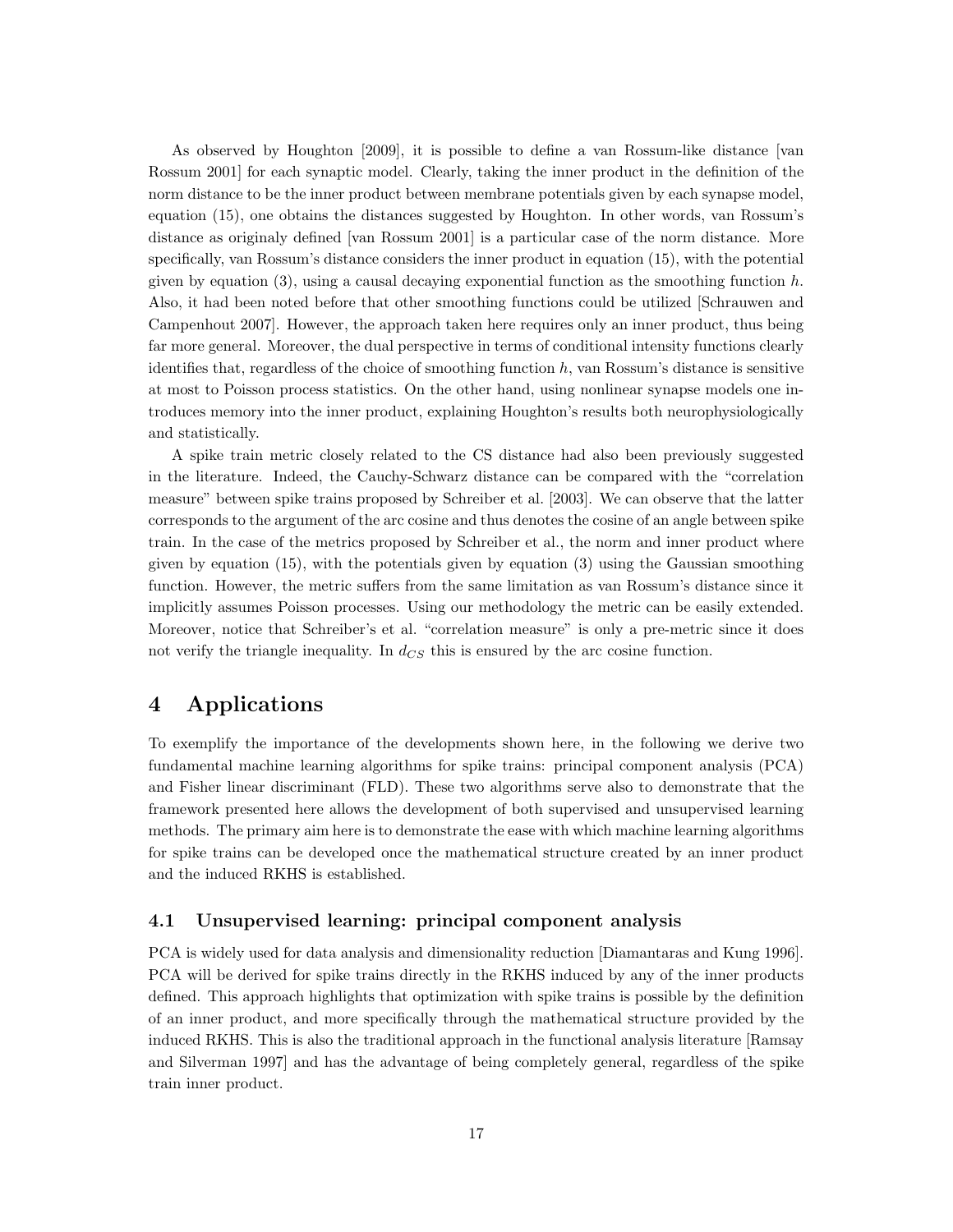As observed by Houghton [2009], it is possible to define a van Rossum-like distance [van Rossum 2001] for each synaptic model. Clearly, taking the inner product in the definition of the norm distance to be the inner product between membrane potentials given by each synapse model, equation (15), one obtains the distances suggested by Houghton. In other words, van Rossum's distance as originaly defined [van Rossum 2001] is a particular case of the norm distance. More specifically, van Rossum's distance considers the inner product in equation (15), with the potential given by equation (3), using a causal decaying exponential function as the smoothing function $h$. Also, it had been noted before that other smoothing functions could be utilized [Schrauwen and Campenhout 2007]. However, the approach taken here requires only an inner product, thus being far more general. Moreover, the dual perspective in terms of conditional intensity functions clearly identifies that, regardless of the choice of smoothing function $h$, van Rossum's distance is sensitive at most to Poisson process statistics. On the other hand, using nonlinear synapse models one introduces memory into the inner product, explaining Houghton's results both neurophysiologically and statistically.

A spike train metric closely related to the CS distance had also been previously suggested in the literature. Indeed, the Cauchy-Schwarz distance can be compared with the "correlation measure" between spike trains proposed by Schreiber et al. [2003]. We can observe that the latter corresponds to the argument of the arc cosine and thus denotes the cosine of an angle between spike train. In the case of the metrics proposed by Schreiber et al., the norm and inner product where given by equation (15), with the potentials given by equation (3) using the Gaussian smoothing function. However, the metric suffers from the same limitation as van Rossum's distance since it implicitly assumes Poisson processes. Using our methodology the metric can be easily extended. Moreover, notice that Schreiber's et al. "correlation measure" is only a pre-metric since it does not verify the triangle inequality. In $d_{CS}$ this is ensured by the arc cosine function.

# 4 Applications

To exemplify the importance of the developments shown here, in the following we derive two fundamental machine learning algorithms for spike trains: principal component analysis (PCA) and Fisher linear discriminant (FLD). These two algorithms serve also to demonstrate that the framework presented here allows the development of both supervised and unsupervised learning methods. The primary aim here is to demonstrate the ease with which machine learning algorithms for spike trains can be developed once the mathematical structure created by an inner product and the induced RKHS is established.

## 4.1 Unsupervised learning: principal component analysis

PCA is widely used for data analysis and dimensionality reduction [Diamantaras and Kung 1996]. PCA will be derived for spike trains directly in the RKHS induced by any of the inner products defined. This approach highlights that optimization with spike trains is possible by the definition of an inner product, and more specifically through the mathematical structure provided by the induced RKHS. This is also the traditional approach in the functional analysis literature [Ramsay and Silverman 1997] and has the advantage of being completely general, regardless of the spike train inner product.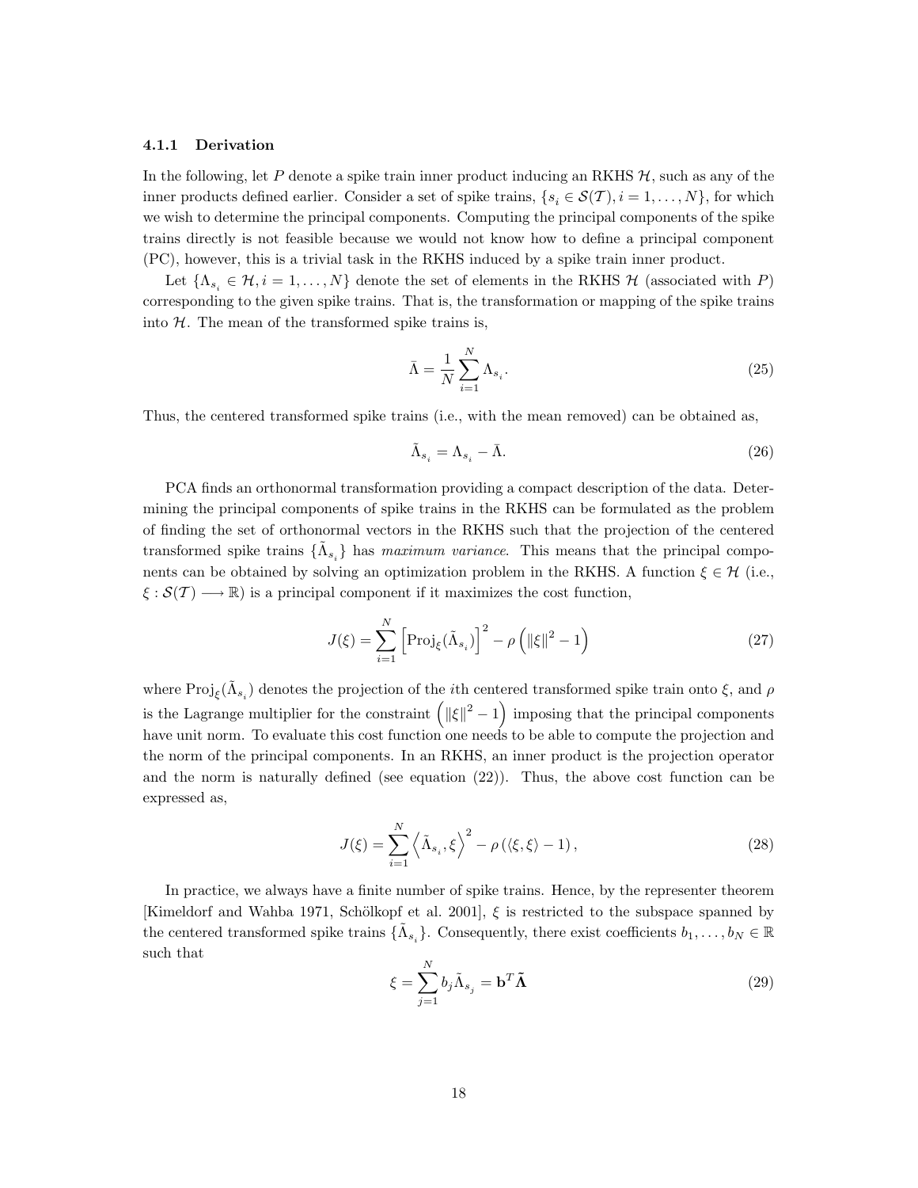#### 4.1.1 Derivation

In the following, let $P$ denote a spike train inner product inducing an RKHS $\mathcal{H}$, such as any of the inner products defined earlier. Consider a set of spike trains, $\{s_i \in \mathcal{S}(\mathcal{T}), i = 1, \ldots, N\}$, for which we wish to determine the principal components. Computing the principal components of the spike trains directly is not feasible because we would not know how to define a principal component (PC), however, this is a trivial task in the RKHS induced by a spike train inner product.

Let $\{\Lambda_{s_i} \in \mathcal{H}, i = 1, \ldots, N\}$ denote the set of elements in the RKHS $\mathcal{H}$ (associated with $P$) corresponding to the given spike trains. That is, the transformation or mapping of the spike trains into $\mathcal{H}$. The mean of the transformed spike trains is,

$$\bar{\Lambda} = \frac{1}{N} \sum_{i=1}^{N} \Lambda_{s_i}. \tag{25}$$

Thus, the centered transformed spike trains (i.e., with the mean removed) can be obtained as,

$$\tilde{\Lambda}_{s_i} = \Lambda_{s_i} - \bar{\Lambda}. \tag{26}$$

PCA finds an orthonormal transformation providing a compact description of the data. Determining the principal components of spike trains in the RKHS can be formulated as the problem of finding the set of orthonormal vectors in the RKHS such that the projection of the centered transformed spike trains $\{\tilde{\Lambda}_{s_i}\}$ has *maximum variance*. This means that the principal components can be obtained by solving an optimization problem in the RKHS. A function $\xi \in \mathcal{H}$ (i.e., $\xi : \mathcal{S}(\mathcal{T}) \longrightarrow \mathbb{R}$) is a principal component if it maximizes the cost function,

$$J(\xi) = \sum_{i=1}^{N} \left[ \mathrm{Proj}_{\xi}(\tilde{\Lambda}_{s_i}) \right]^2 - \rho \left( \|\xi\|^2 - 1 \right) \tag{27}$$

where $\mathrm{Proj}_{\xi}(\tilde{\Lambda}_{s_i})$ denotes the projection of the $i$th centered transformed spike train onto $\xi$, and $\rho$ is the Lagrange multiplier for the constraint $\left( \|\xi\|^2 - 1 \right)$ imposing that the principal components have unit norm. To evaluate this cost function one needs to be able to compute the projection and the norm of the principal components. In an RKHS, an inner product is the projection operator and the norm is naturally defined (see equation (22)). Thus, the above cost function can be expressed as,

$$J(\xi) = \sum_{i=1}^{N} \left\langle \tilde{\Lambda}_{s_i}, \xi \right\rangle^2 - \rho \left( \langle \xi, \xi \rangle - 1 \right), \tag{28}$$

In practice, we always have a finite number of spike trains. Hence, by the representer theorem [Kimeldorf and Wahba 1971, Schölkopf et al. 2001], $\xi$ is restricted to the subspace spanned by the centered transformed spike trains $\{\tilde{\Lambda}_{s_i}\}$. Consequently, there exist coefficients $b_1, \ldots, b_N \in \mathbb{R}$ such that

$$\xi = \sum_{j=1}^{N} b_j \tilde{\Lambda}_{s_j} = \mathbf{b}^T \tilde{\mathbf{\Lambda}} \tag{29}$$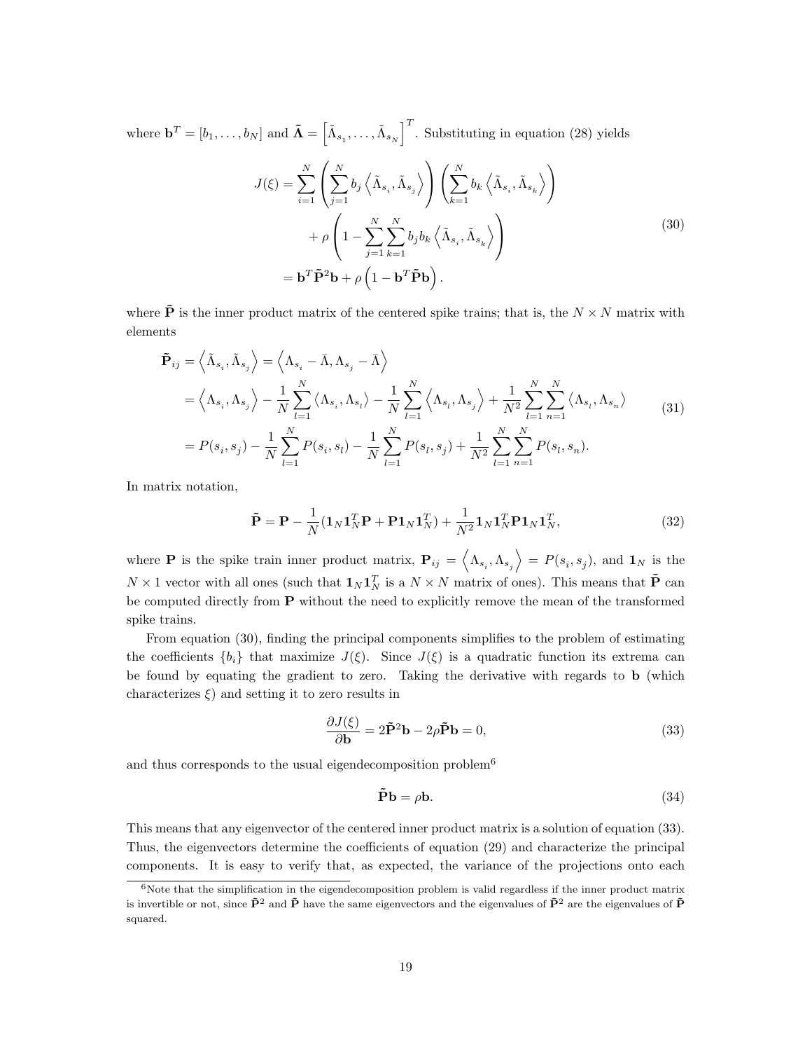where $\mathbf{b}^T = [b_1, \ldots, b_N]$ and $\tilde{\boldsymbol{\Lambda}} = \left[\tilde{\Lambda}_{s_1}, \ldots, \tilde{\Lambda}_{s_N}\right]^T$. Substituting in equation (28) yields

$$
\begin{aligned}
J(\xi) &= \sum_{i=1}^{N} \left( \sum_{j=1}^{N} b_j \left\langle \tilde{\Lambda}_{s_i}, \tilde{\Lambda}_{s_j} \right\rangle \right) \left( \sum_{k=1}^{N} b_k \left\langle \tilde{\Lambda}_{s_i}, \tilde{\Lambda}_{s_k} \right\rangle \right) \\
&\quad + \rho \left( 1 - \sum_{j=1}^{N} \sum_{k=1}^{N} b_j b_k \left\langle \tilde{\Lambda}_{s_i}, \tilde{\Lambda}_{s_k} \right\rangle \right) \\
&= \mathbf{b}^T \tilde{\mathbf{P}}^2 \mathbf{b} + \rho \left( 1 - \mathbf{b}^T \tilde{\mathbf{P}} \mathbf{b} \right).
\end{aligned}
\tag{30}
$$

where $\tilde{\mathbf{P}}$ is the inner product matrix of the centered spike trains; that is, the $N \times N$ matrix with elements

$$
\begin{aligned}
\tilde{\mathbf{P}}_{ij} &= \left\langle \tilde{\Lambda}_{s_i}, \tilde{\Lambda}_{s_j} \right\rangle = \left\langle \Lambda_{s_i} - \bar{\Lambda}, \Lambda_{s_j} - \bar{\Lambda} \right\rangle \\
&= \left\langle \Lambda_{s_i}, \Lambda_{s_j} \right\rangle - \frac{1}{N} \sum_{l=1}^{N} \left\langle \Lambda_{s_i}, \Lambda_{s_l} \right\rangle - \frac{1}{N} \sum_{l=1}^{N} \left\langle \Lambda_{s_l}, \Lambda_{s_j} \right\rangle + \frac{1}{N^2} \sum_{l=1}^{N} \sum_{n=1}^{N} \left\langle \Lambda_{s_l}, \Lambda_{s_n} \right\rangle \\
&= P(s_i, s_j) - \frac{1}{N} \sum_{l=1}^{N} P(s_i, s_l) - \frac{1}{N} \sum_{l=1}^{N} P(s_l, s_j) + \frac{1}{N^2} \sum_{l=1}^{N} \sum_{n=1}^{N} P(s_l, s_n).
\end{aligned}
\tag{31}
$$

In matrix notation,

$$
\tilde{\mathbf{P}} = \mathbf{P} - \frac{1}{N}(\mathbf{1}_N \mathbf{1}_N^T \mathbf{P} + \mathbf{P} \mathbf{1}_N \mathbf{1}_N^T) + \frac{1}{N^2} \mathbf{1}_N \mathbf{1}_N^T \mathbf{P} \mathbf{1}_N \mathbf{1}_N^T,
\tag{32}
$$

where $\mathbf{P}$ is the spike train inner product matrix, $\mathbf{P}_{ij} = \left\langle \Lambda_{s_i}, \Lambda_{s_j} \right\rangle = P(s_i, s_j)$, and $\mathbf{1}_N$ is the $N \times 1$ vector with all ones (such that $\mathbf{1}_N \mathbf{1}_N^T$ is a $N \times N$ matrix of ones). This means that $\tilde{\mathbf{P}}$ can be computed directly from $\mathbf{P}$ without the need to explicitly remove the mean of the transformed spike trains.

From equation (30), finding the principal components simplifies to the problem of estimating the coefficients $\{b_i\}$ that maximize $J(\xi)$. Since $J(\xi)$ is a quadratic function its extrema can be found by equating the gradient to zero. Taking the derivative with regards to $\mathbf{b}$ (which characterizes $\xi$) and setting it to zero results in

$$
\frac{\partial J(\xi)}{\partial \mathbf{b}} = 2\tilde{\mathbf{P}}^2 \mathbf{b} - 2\rho \tilde{\mathbf{P}} \mathbf{b} = 0,
\tag{33}
$$

and thus corresponds to the usual eigendecomposition problem[6]

$$
\tilde{\mathbf{P}} \mathbf{b} = \rho \mathbf{b}.
\tag{34}
$$

This means that any eigenvector of the centered inner product matrix is a solution of equation (33). Thus, the eigenvectors determine the coefficients of equation (29) and characterize the principal components. It is easy to verify that, as expected, the variance of the projections onto each

[6] Note that the simplification in the eigendecomposition problem is valid regardless if the inner product matrix is invertible or not, since $\tilde{\mathbf{P}}^2$ and $\tilde{\mathbf{P}}$ have the same eigenvectors and the eigenvalues of $\tilde{\mathbf{P}}^2$ are the eigenvalues of $\tilde{\mathbf{P}}$ squared.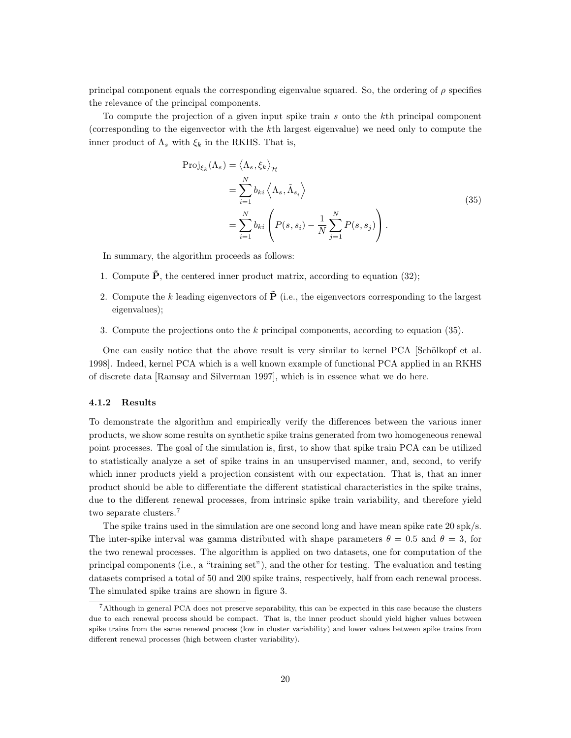principal component equals the corresponding eigenvalue squared. So, the ordering of $\rho$ specifies the relevance of the principal components.

To compute the projection of a given input spike train $s$ onto the $k$th principal component (corresponding to the eigenvector with the $k$th largest eigenvalue) we need only to compute the inner product of $\Lambda_s$ with $\xi_k$ in the RKHS. That is,

$$
\begin{aligned}
\mathrm{Proj}_{\xi_k}(\Lambda_s) &= \langle \Lambda_s, \xi_k \rangle_{\mathcal{H}} \\
&= \sum_{i=1}^{N} b_{ki} \left\langle \Lambda_s, \tilde{\Lambda}_{s_i} \right\rangle \\
&= \sum_{i=1}^{N} b_{ki} \left( P(s, s_i) - \frac{1}{N} \sum_{j=1}^{N} P(s, s_j) \right).
\end{aligned}
\tag{35}
$$

In summary, the algorithm proceeds as follows:

1. Compute $\tilde{\mathbf{P}}$, the centered inner product matrix, according to equation (32);
2. Compute the $k$ leading eigenvectors of $\tilde{\mathbf{P}}$ (i.e., the eigenvectors corresponding to the largest eigenvalues);
3. Compute the projections onto the $k$ principal components, according to equation (35).

One can easily notice that the above result is very similar to kernel PCA [Schölkopf et al. 1998]. Indeed, kernel PCA which is a well known example of functional PCA applied in an RKHS of discrete data [Ramsay and Silverman 1997], which is in essence what we do here.

#### 4.1.2 Results

To demonstrate the algorithm and empirically verify the differences between the various inner products, we show some results on synthetic spike trains generated from two homogeneous renewal point processes. The goal of the simulation is, first, to show that spike train PCA can be utilized to statistically analyze a set of spike trains in an unsupervised manner, and, second, to verify which inner products yield a projection consistent with our expectation. That is, that an inner product should be able to differentiate the different statistical characteristics in the spike trains, due to the different renewal processes, from intrinsic spike train variability, and therefore yield two separate clusters.[7]

The spike trains used in the simulation are one second long and have mean spike rate 20 spk/s. The inter-spike interval was gamma distributed with shape parameters $\theta = 0.5$ and $\theta = 3$, for the two renewal processes. The algorithm is applied on two datasets, one for computation of the principal components (i.e., a "training set"), and the other for testing. The evaluation and testing datasets comprised a total of 50 and 200 spike trains, respectively, half from each renewal process. The simulated spike trains are shown in figure 3.

[7] Although in general PCA does not preserve separability, this can be expected in this case because the clusters due to each renewal process should be compact. That is, the inner product should yield higher values between spike trains from the same renewal process (low in cluster variability) and lower values between spike trains from different renewal processes (high between cluster variability).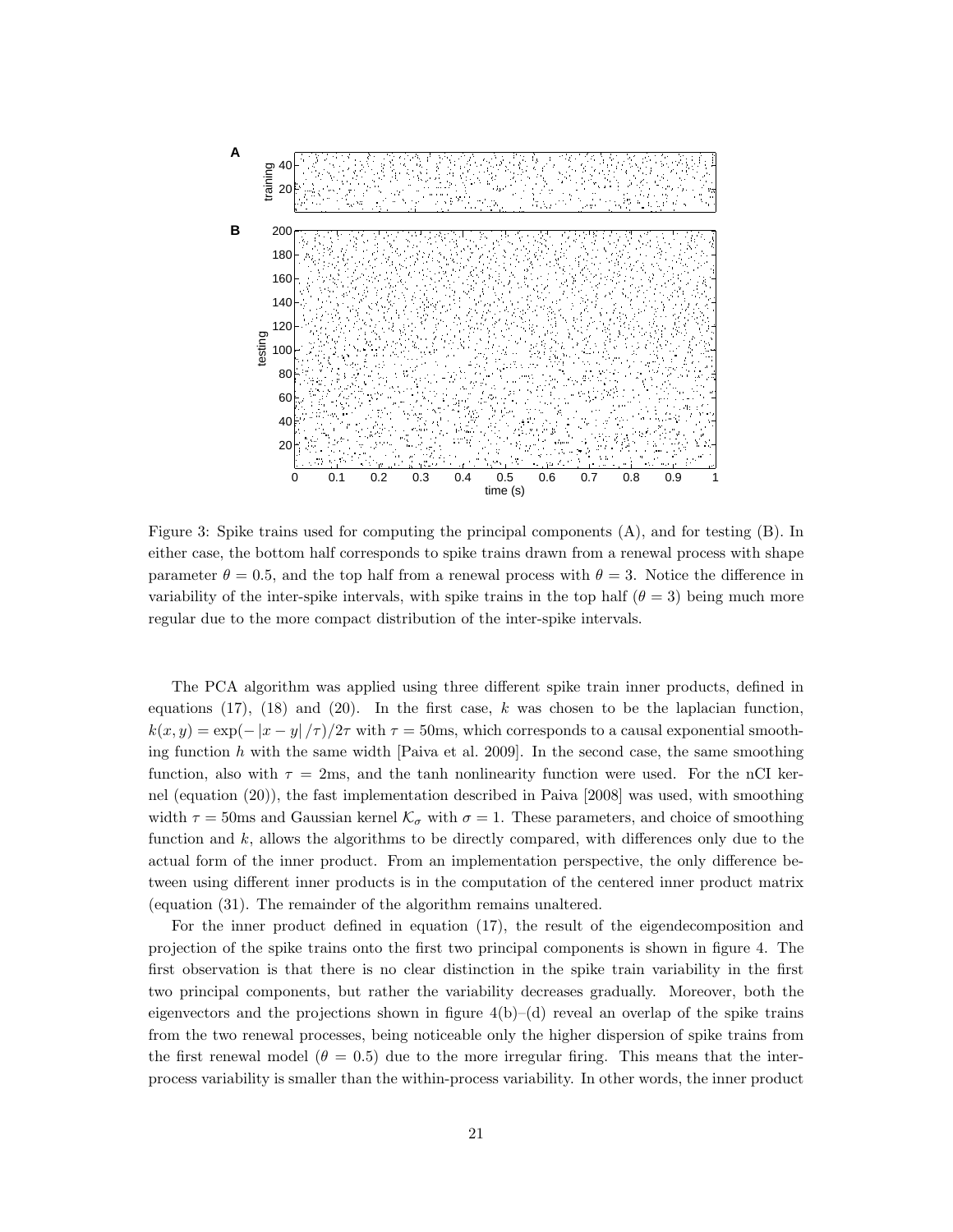Figure 3: Spike trains used for computing the principal components (A), and for testing (B). In either case, the bottom half corresponds to spike trains drawn from a renewal process with shape parameter $\theta = 0.5$, and the top half from a renewal process with $\theta = 3$. Notice the difference in variability of the inter-spike intervals, with spike trains in the top half ($\theta = 3$) being much more regular due to the more compact distribution of the inter-spike intervals.

The PCA algorithm was applied using three different spike train inner products, defined in equations (17), (18) and (20). In the first case, $k$ was chosen to be the laplacian function, $k(x, y) = \exp(-|x - y|/\tau)/2\tau$ with $\tau = 50$ms, which corresponds to a causal exponential smoothing function $h$ with the same width [Paiva et al. 2009]. In the second case, the same smoothing function, also with $\tau = 2$ms, and the tanh nonlinearity function were used. For the nCI kernel (equation (20)), the fast implementation described in Paiva [2008] was used, with smoothing width $\tau = 50$ms and Gaussian kernel $\mathcal{K}_\sigma$ with $\sigma = 1$. These parameters, and choice of smoothing function and $k$, allows the algorithms to be directly compared, with differences only due to the actual form of the inner product. From an implementation perspective, the only difference between using different inner products is in the computation of the centered inner product matrix (equation (31). The remainder of the algorithm remains unaltered.

For the inner product defined in equation (17), the result of the eigendecomposition and projection of the spike trains onto the first two principal components is shown in figure 4. The first observation is that there is no clear distinction in the spike train variability in the first two principal components, but rather the variability decreases gradually. Moreover, both the eigenvectors and the projections shown in figure 4(b)–(d) reveal an overlap of the spike trains from the two renewal processes, being noticeable only the higher dispersion of spike trains from the first renewal model ($\theta = 0.5$) due to the more irregular firing. This means that the inter-process variability is smaller than the within-process variability. In other words, the inner product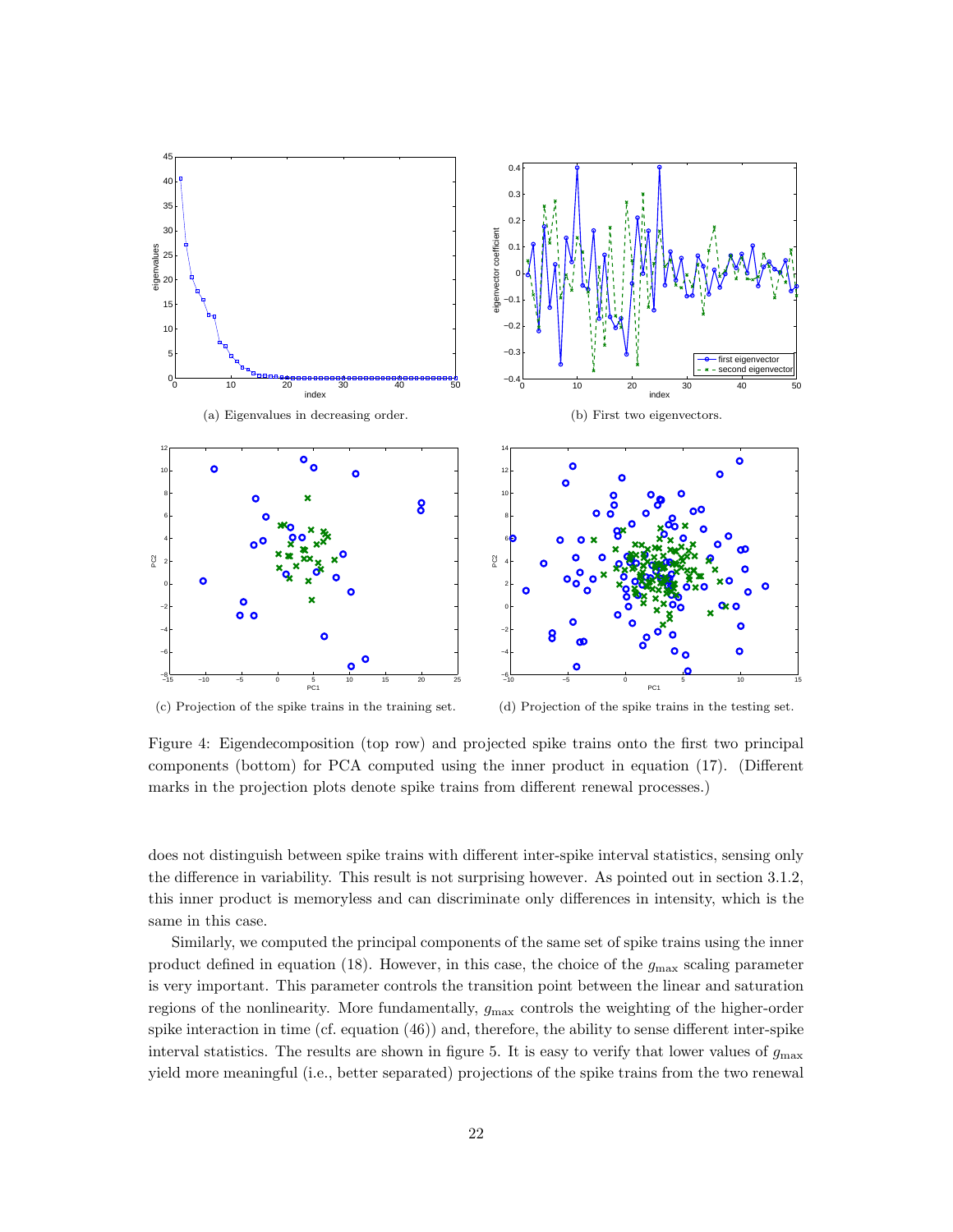(a) Eigenvalues in decreasing order.

(b) First two eigenvectors.

(c) Projection of the spike trains in the training set.

(d) Projection of the spike trains in the testing set.

Figure 4: Eigendecomposition (top row) and projected spike trains onto the first two principal components (bottom) for PCA computed using the inner product in equation (17). (Different marks in the projection plots denote spike trains from different renewal processes.)

does not distinguish between spike trains with different inter-spike interval statistics, sensing only the difference in variability. This result is not surprising however. As pointed out in section 3.1.2, this inner product is memoryless and can discriminate only differences in intensity, which is the same in this case.

Similarly, we computed the principal components of the same set of spike trains using the inner product defined in equation (18). However, in this case, the choice of the $g_{\max}$ scaling parameter is very important. This parameter controls the transition point between the linear and saturation regions of the nonlinearity. More fundamentally, $g_{\max}$ controls the weighting of the higher-order spike interaction in time (cf. equation (46)) and, therefore, the ability to sense different inter-spike interval statistics. The results are shown in figure 5. It is easy to verify that lower values of $g_{\max}$ yield more meaningful (i.e., better separated) projections of the spike trains from the two renewal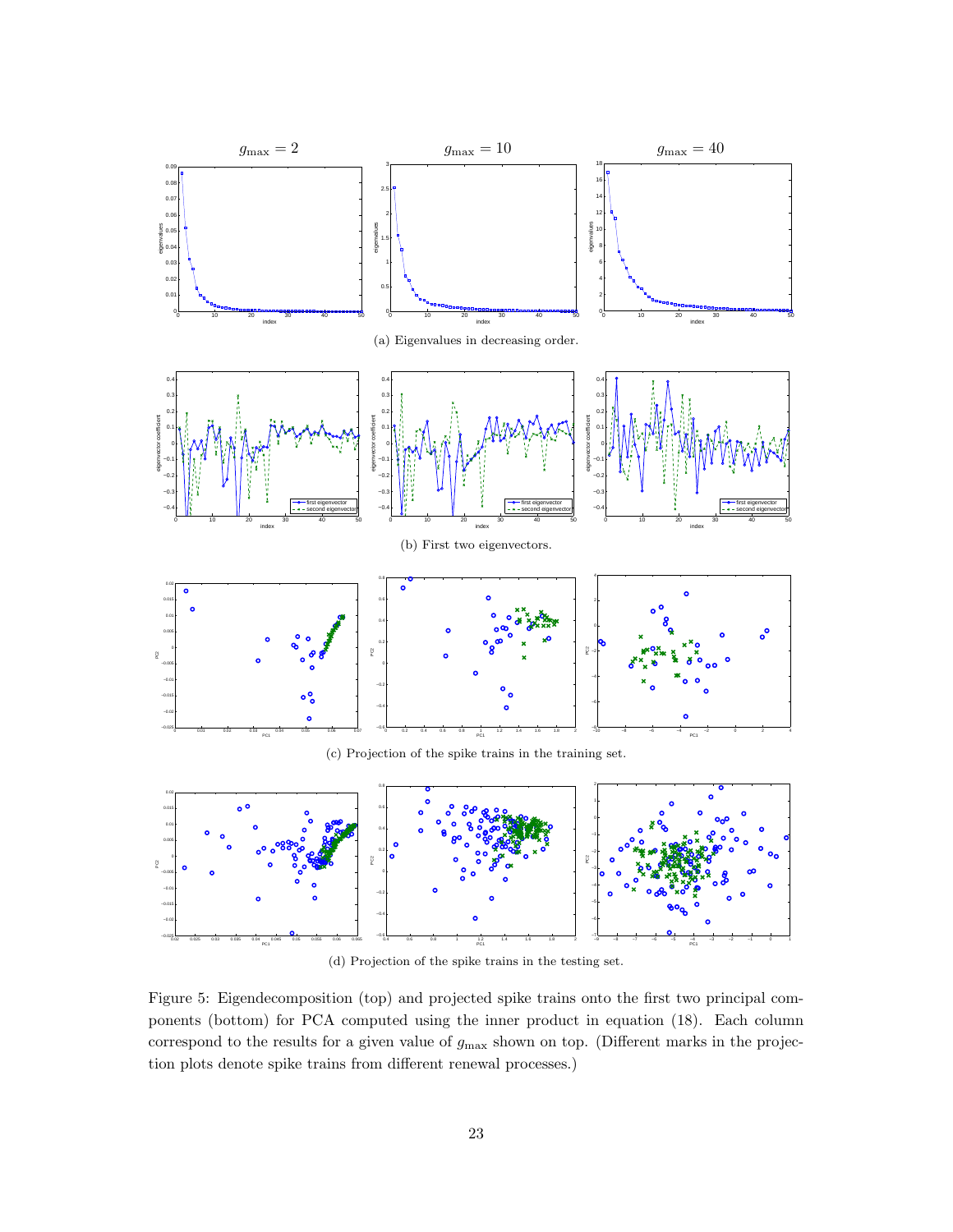$g_{\max} = 2$ $g_{\max} = 10$ $g_{\max} = 40$

(a) Eigenvalues in decreasing order.

(b) First two eigenvectors.

(c) Projection of the spike trains in the training set.

(d) Projection of the spike trains in the testing set.

Figure 5: Eigendecomposition (top) and projected spike trains onto the first two principal components (bottom) for PCA computed using the inner product in equation (18). Each column correspond to the results for a given value of $g_{\max}$ shown on top. (Different marks in the projection plots denote spike trains from different renewal processes.)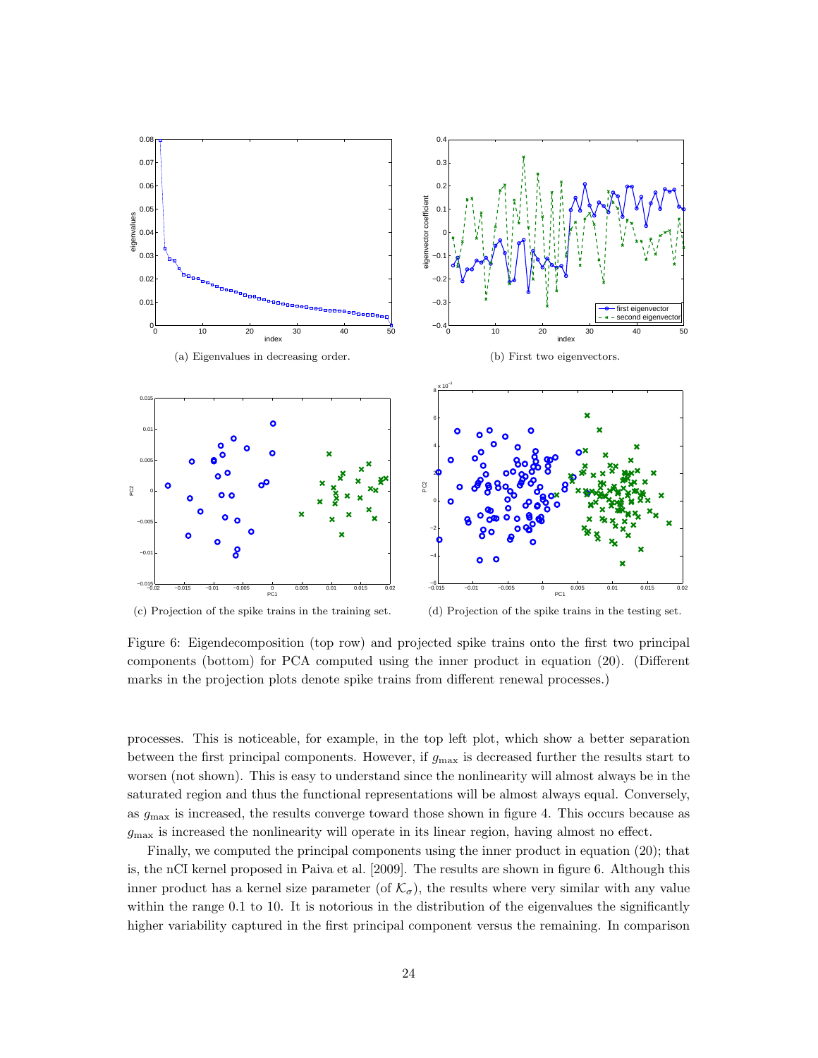(a) Eigenvalues in decreasing order.

(b) First two eigenvectors.

(c) Projection of the spike trains in the training set.

(d) Projection of the spike trains in the testing set.

Figure 6: Eigendecomposition (top row) and projected spike trains onto the first two principal components (bottom) for PCA computed using the inner product in equation (20). (Different marks in the projection plots denote spike trains from different renewal processes.)

processes. This is noticeable, for example, in the top left plot, which show a better separation between the first principal components. However, if $g_{\max}$ is decreased further the results start to worsen (not shown). This is easy to understand since the nonlinearity will almost always be in the saturated region and thus the functional representations will be almost always equal. Conversely, as $g_{\max}$ is increased, the results converge toward those shown in figure 4. This occurs because as $g_{\max}$ is increased the nonlinearity will operate in its linear region, having almost no effect.

Finally, we computed the principal components using the inner product in equation (20); that is, the nCI kernel proposed in Paiva et al. [2009]. The results are shown in figure 6. Although this inner product has a kernel size parameter (of $\mathcal{K}_\sigma$), the results where very similar with any value within the range 0.1 to 10. It is notorious in the distribution of the eigenvalues the significantly higher variability captured in the first principal component versus the remaining. In comparison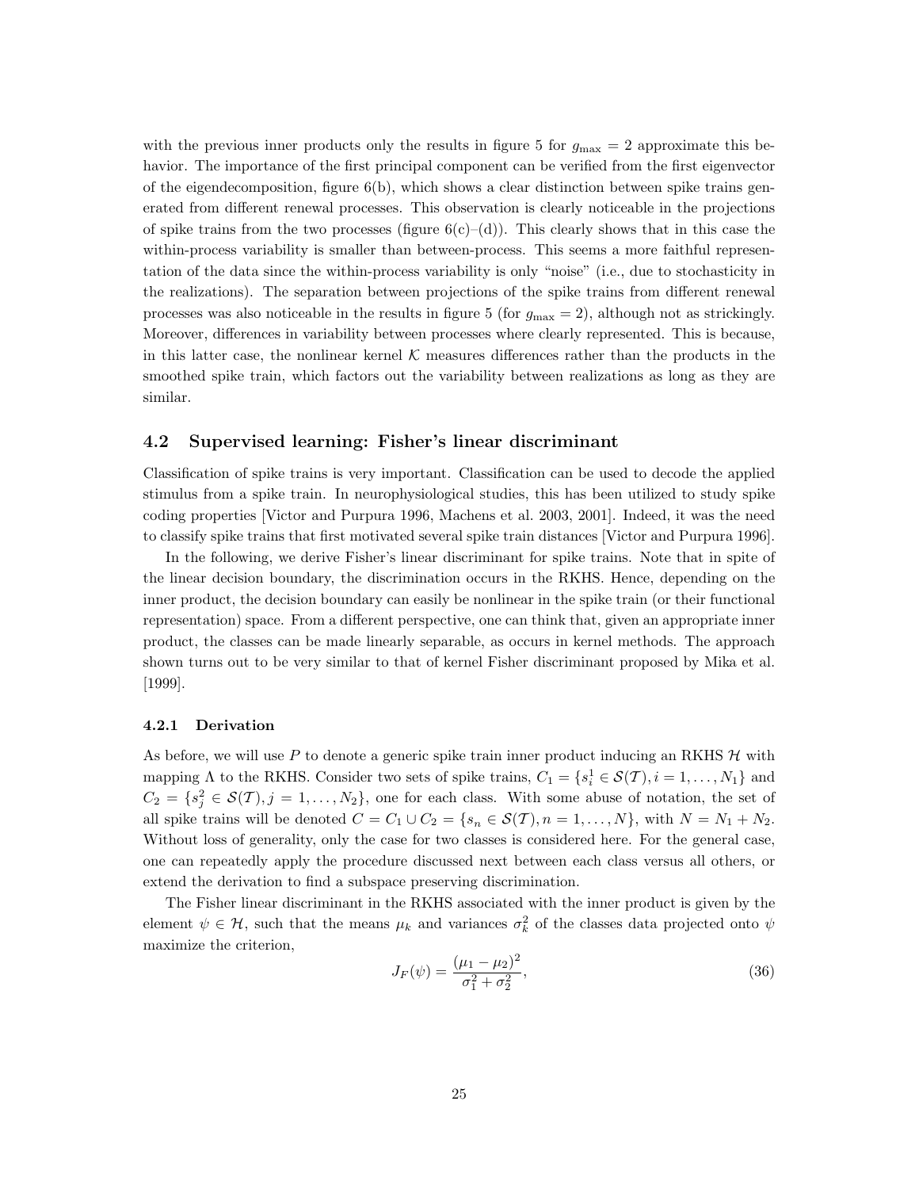with the previous inner products only the results in figure 5 for $g_{\max} = 2$ approximate this behavior. The importance of the first principal component can be verified from the first eigenvector of the eigendecomposition, figure 6(b), which shows a clear distinction between spike trains generated from different renewal processes. This observation is clearly noticeable in the projections of spike trains from the two processes (figure 6(c)–(d)). This clearly shows that in this case the within-process variability is smaller than between-process. This seems a more faithful representation of the data since the within-process variability is only "noise" (i.e., due to stochasticity in the realizations). The separation between projections of the spike trains from different renewal processes was also noticeable in the results in figure 5 (for $g_{\max} = 2$), although not as strickingly. Moreover, differences in variability between processes where clearly represented. This is because, in this latter case, the nonlinear kernel $\mathcal{K}$ measures differences rather than the products in the smoothed spike train, which factors out the variability between realizations as long as they are similar.

## 4.2 Supervised learning: Fisher's linear discriminant

Classification of spike trains is very important. Classification can be used to decode the applied stimulus from a spike train. In neurophysiological studies, this has been utilized to study spike coding properties [Victor and Purpura 1996, Machens et al. 2003, 2001]. Indeed, it was the need to classify spike trains that first motivated several spike train distances [Victor and Purpura 1996].

In the following, we derive Fisher's linear discriminant for spike trains. Note that in spite of the linear decision boundary, the discrimination occurs in the RKHS. Hence, depending on the inner product, the decision boundary can easily be nonlinear in the spike train (or their functional representation) space. From a different perspective, one can think that, given an appropriate inner product, the classes can be made linearly separable, as occurs in kernel methods. The approach shown turns out to be very similar to that of kernel Fisher discriminant proposed by Mika et al. [1999].

### 4.2.1 Derivation

As before, we will use $P$ to denote a generic spike train inner product inducing an RKHS $\mathcal{H}$ with mapping $\Lambda$ to the RKHS. Consider two sets of spike trains, $C_1 = \{s_i^1 \in \mathcal{S}(\mathcal{T}), i = 1, \ldots, N_1\}$ and $C_2 = \{s_j^2 \in \mathcal{S}(\mathcal{T}), j = 1, \ldots, N_2\}$, one for each class. With some abuse of notation, the set of all spike trains will be denoted $C = C_1 \cup C_2 = \{s_n \in \mathcal{S}(\mathcal{T}), n = 1, \ldots, N\}$, with $N = N_1 + N_2$. Without loss of generality, only the case for two classes is considered here. For the general case, one can repeatedly apply the procedure discussed next between each class versus all others, or extend the derivation to find a subspace preserving discrimination.

The Fisher linear discriminant in the RKHS associated with the inner product is given by the element $\psi \in \mathcal{H}$, such that the means $\mu_k$ and variances $\sigma_k^2$ of the classes data projected onto $\psi$ maximize the criterion,

$$J_F(\psi) = \frac{(\mu_1 - \mu_2)^2}{\sigma_1^2 + \sigma_2^2}, \tag{36}$$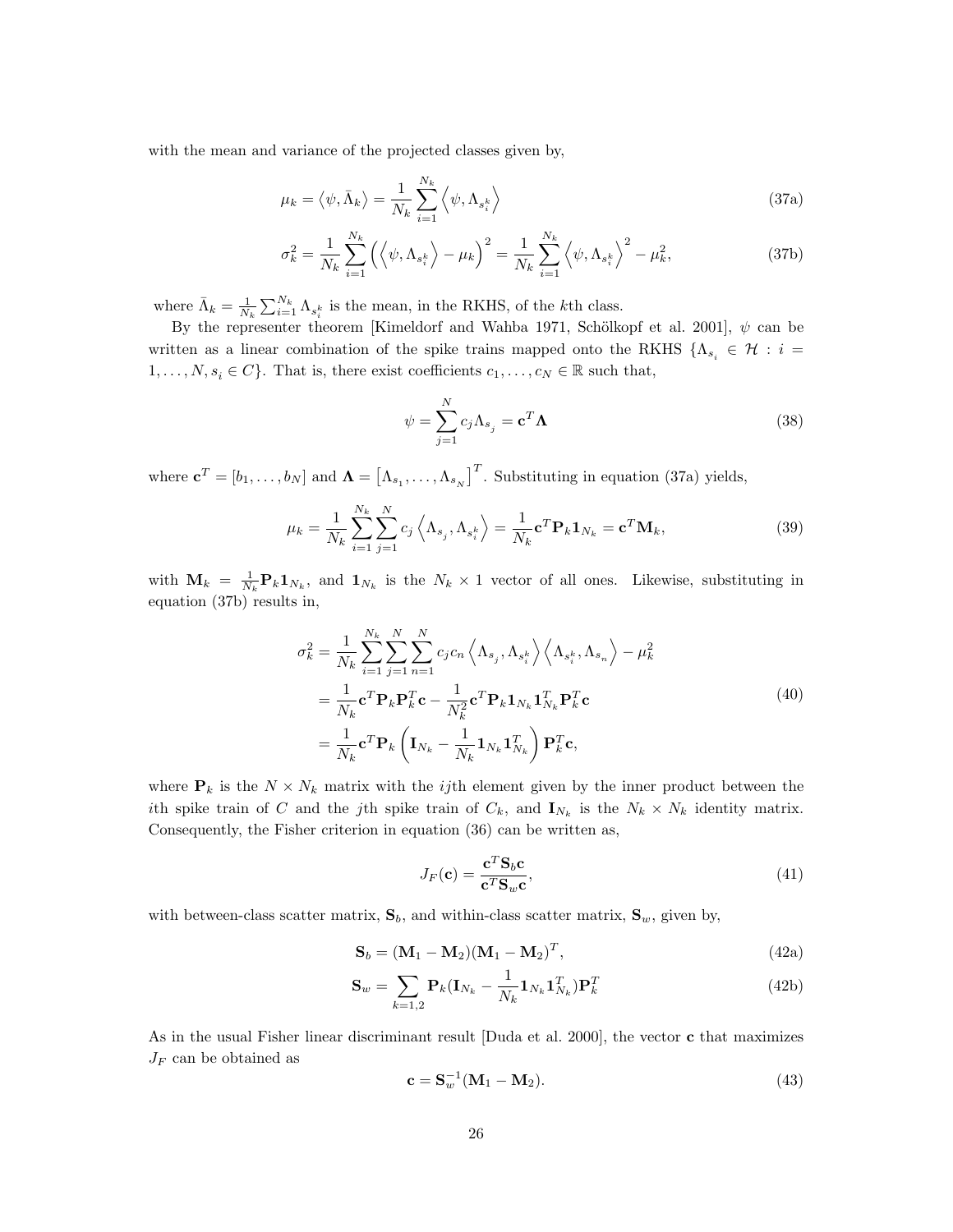with the mean and variance of the projected classes given by,

$$\mu_k = \langle \psi, \bar{\Lambda}_k \rangle = \frac{1}{N_k} \sum_{i=1}^{N_k} \left\langle \psi, \Lambda_{s_i^k} \right\rangle \tag{37a}$$

$$\sigma_k^2 = \frac{1}{N_k} \sum_{i=1}^{N_k} \left( \left\langle \psi, \Lambda_{s_i^k} \right\rangle - \mu_k \right)^2 = \frac{1}{N_k} \sum_{i=1}^{N_k} \left\langle \psi, \Lambda_{s_i^k} \right\rangle^2 - \mu_k^2, \tag{37b}$$

where $\bar{\Lambda}_k = \frac{1}{N_k} \sum_{i=1}^{N_k} \Lambda_{s_i^k}$ is the mean, in the RKHS, of the $k$th class.

By the representer theorem [Kimeldorf and Wahba 1971, Schölkopf et al. 2001], $\psi$ can be written as a linear combination of the spike trains mapped onto the RKHS $\{\Lambda_{s_i} \in \mathcal{H} : i = 1, \ldots, N, s_i \in C\}$. That is, there exist coefficients $c_1, \ldots, c_N \in \mathbb{R}$ such that,

$$\psi = \sum_{j=1}^{N} c_j \Lambda_{s_j} = \mathbf{c}^T \mathbf{\Lambda} \tag{38}$$

where $\mathbf{c}^T = [b_1, \ldots, b_N]$ and $\mathbf{\Lambda} = \left[\Lambda_{s_1}, \ldots, \Lambda_{s_N}\right]^T$. Substituting in equation (37a) yields,

$$\mu_k = \frac{1}{N_k} \sum_{i=1}^{N_k} \sum_{j=1}^{N} c_j \left\langle \Lambda_{s_j}, \Lambda_{s_i^k} \right\rangle = \frac{1}{N_k} \mathbf{c}^T \mathbf{P}_k \mathbf{1}_{N_k} = \mathbf{c}^T \mathbf{M}_k, \tag{39}$$

with $\mathbf{M}_k = \frac{1}{N_k} \mathbf{P}_k \mathbf{1}_{N_k}$, and $\mathbf{1}_{N_k}$ is the $N_k \times 1$ vector of all ones. Likewise, substituting in equation (37b) results in,

$$\begin{aligned}
\sigma_k^2 &= \frac{1}{N_k} \sum_{i=1}^{N_k} \sum_{j=1}^{N} \sum_{n=1}^{N} c_j c_n \left\langle \Lambda_{s_j}, \Lambda_{s_i^k} \right\rangle \left\langle \Lambda_{s_i^k}, \Lambda_{s_n} \right\rangle - \mu_k^2 \\
&= \frac{1}{N_k} \mathbf{c}^T \mathbf{P}_k \mathbf{P}_k^T \mathbf{c} - \frac{1}{N_k^2} \mathbf{c}^T \mathbf{P}_k \mathbf{1}_{N_k} \mathbf{1}_{N_k}^T \mathbf{P}_k^T \mathbf{c} \\
&= \frac{1}{N_k} \mathbf{c}^T \mathbf{P}_k \left( \mathbf{I}_{N_k} - \frac{1}{N_k} \mathbf{1}_{N_k} \mathbf{1}_{N_k}^T \right) \mathbf{P}_k^T \mathbf{c},
\end{aligned} \tag{40}$$

where $\mathbf{P}_k$ is the $N \times N_k$ matrix with the $ij$th element given by the inner product between the $i$th spike train of $C$ and the $j$th spike train of $C_k$, and $\mathbf{I}_{N_k}$ is the $N_k \times N_k$ identity matrix. Consequently, the Fisher criterion in equation (36) can be written as,

$$J_F(\mathbf{c}) = \frac{\mathbf{c}^T \mathbf{S}_b \mathbf{c}}{\mathbf{c}^T \mathbf{S}_w \mathbf{c}}, \tag{41}$$

with between-class scatter matrix, $\mathbf{S}_b$, and within-class scatter matrix, $\mathbf{S}_w$, given by,

$$\mathbf{S}_b = (\mathbf{M}_1 - \mathbf{M}_2)(\mathbf{M}_1 - \mathbf{M}_2)^T, \tag{42a}$$

$$\mathbf{S}_w = \sum_{k=1,2} \mathbf{P}_k (\mathbf{I}_{N_k} - \frac{1}{N_k} \mathbf{1}_{N_k} \mathbf{1}_{N_k}^T) \mathbf{P}_k^T \tag{42b}$$

As in the usual Fisher linear discriminant result [Duda et al. 2000], the vector $\mathbf{c}$ that maximizes $J_F$ can be obtained as

$$\mathbf{c} = \mathbf{S}_w^{-1} (\mathbf{M}_1 - \mathbf{M}_2). \tag{43}$$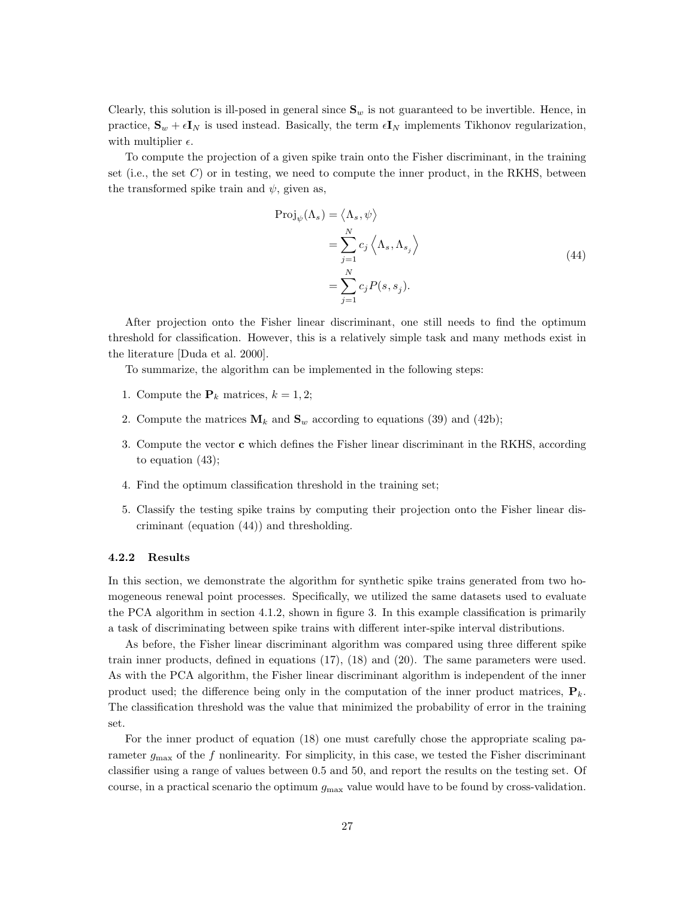Clearly, this solution is ill-posed in general since $\mathbf{S}_w$ is not guaranteed to be invertible. Hence, in practice, $\mathbf{S}_w + \epsilon\mathbf{I}_N$ is used instead. Basically, the term $\epsilon\mathbf{I}_N$ implements Tikhonov regularization, with multiplier $\epsilon$.

To compute the projection of a given spike train onto the Fisher discriminant, in the training set (i.e., the set $C$) or in testing, we need to compute the inner product, in the RKHS, between the transformed spike train and $\psi$, given as,

$$
\begin{aligned}
\mathrm{Proj}_{\psi}(\Lambda_s) &= \left\langle \Lambda_s, \psi \right\rangle \\
&= \sum_{j=1}^{N} c_j \left\langle \Lambda_s, \Lambda_{s_j} \right\rangle \\
&= \sum_{j=1}^{N} c_j P(s, s_j).
\end{aligned}
\tag{44}
$$

After projection onto the Fisher linear discriminant, one still needs to find the optimum threshold for classification. However, this is a relatively simple task and many methods exist in the literature [Duda et al. 2000].

To summarize, the algorithm can be implemented in the following steps:

1. Compute the $\mathbf{P}_k$ matrices, $k = 1, 2$;
2. Compute the matrices $\mathbf{M}_k$ and $\mathbf{S}_w$ according to equations (39) and (42b);
3. Compute the vector $\mathbf{c}$ which defines the Fisher linear discriminant in the RKHS, according to equation (43);
4. Find the optimum classification threshold in the training set;
5. Classify the testing spike trains by computing their projection onto the Fisher linear discriminant (equation (44)) and thresholding.

#### 4.2.2 Results

In this section, we demonstrate the algorithm for synthetic spike trains generated from two homogeneous renewal point processes. Specifically, we utilized the same datasets used to evaluate the PCA algorithm in section 4.1.2, shown in figure 3. In this example classification is primarily a task of discriminating between spike trains with different inter-spike interval distributions.

As before, the Fisher linear discriminant algorithm was compared using three different spike train inner products, defined in equations (17), (18) and (20). The same parameters were used. As with the PCA algorithm, the Fisher linear discriminant algorithm is independent of the inner product used; the difference being only in the computation of the inner product matrices, $\mathbf{P}_k$. The classification threshold was the value that minimized the probability of error in the training set.

For the inner product of equation (18) one must carefully chose the appropriate scaling parameter $g_{\max}$ of the $f$ nonlinearity. For simplicity, in this case, we tested the Fisher discriminant classifier using a range of values between 0.5 and 50, and report the results on the testing set. Of course, in a practical scenario the optimum $g_{\max}$ value would have to be found by cross-validation.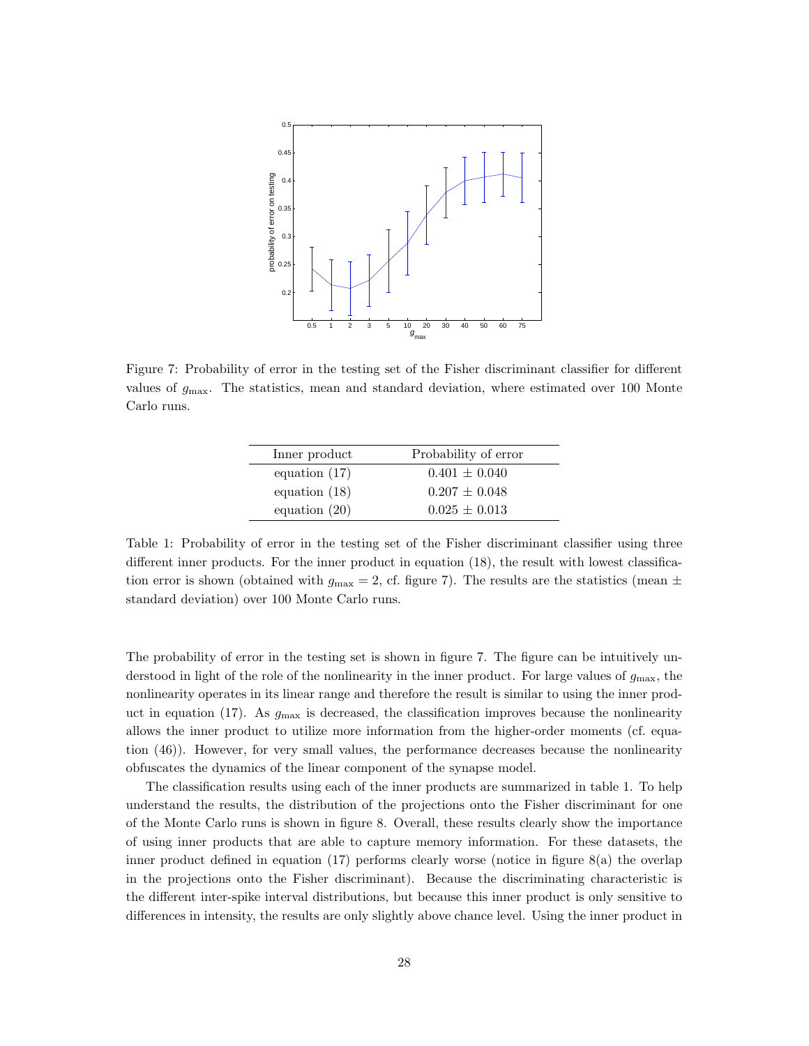Figure 7: Probability of error in the testing set of the Fisher discriminant classifier for different values of $g_{\max}$. The statistics, mean and standard deviation, where estimated over 100 Monte Carlo runs.

| Inner product | Probability of error |
|---|---|
| equation (17) | $0.401 \pm 0.040$ |
| equation (18) | $0.207 \pm 0.048$ |
| equation (20) | $0.025 \pm 0.013$ |

Table 1: Probability of error in the testing set of the Fisher discriminant classifier using three different inner products. For the inner product in equation (18), the result with lowest classification error is shown (obtained with $g_{\max} = 2$, cf. figure 7). The results are the statistics (mean $\pm$ standard deviation) over 100 Monte Carlo runs.

The probability of error in the testing set is shown in figure 7. The figure can be intuitively understood in light of the role of the nonlinearity in the inner product. For large values of $g_{\max}$, the nonlinearity operates in its linear range and therefore the result is similar to using the inner product in equation (17). As $g_{\max}$ is decreased, the classification improves because the nonlinearity allows the inner product to utilize more information from the higher-order moments (cf. equation (46)). However, for very small values, the performance decreases because the nonlinearity obfuscates the dynamics of the linear component of the synapse model.

The classification results using each of the inner products are summarized in table 1. To help understand the results, the distribution of the projections onto the Fisher discriminant for one of the Monte Carlo runs is shown in figure 8. Overall, these results clearly show the importance of using inner products that are able to capture memory information. For these datasets, the inner product defined in equation (17) performs clearly worse (notice in figure 8(a) the overlap in the projections onto the Fisher discriminant). Because the discriminating characteristic is the different inter-spike interval distributions, but because this inner product is only sensitive to differences in intensity, the results are only slightly above chance level. Using the inner product in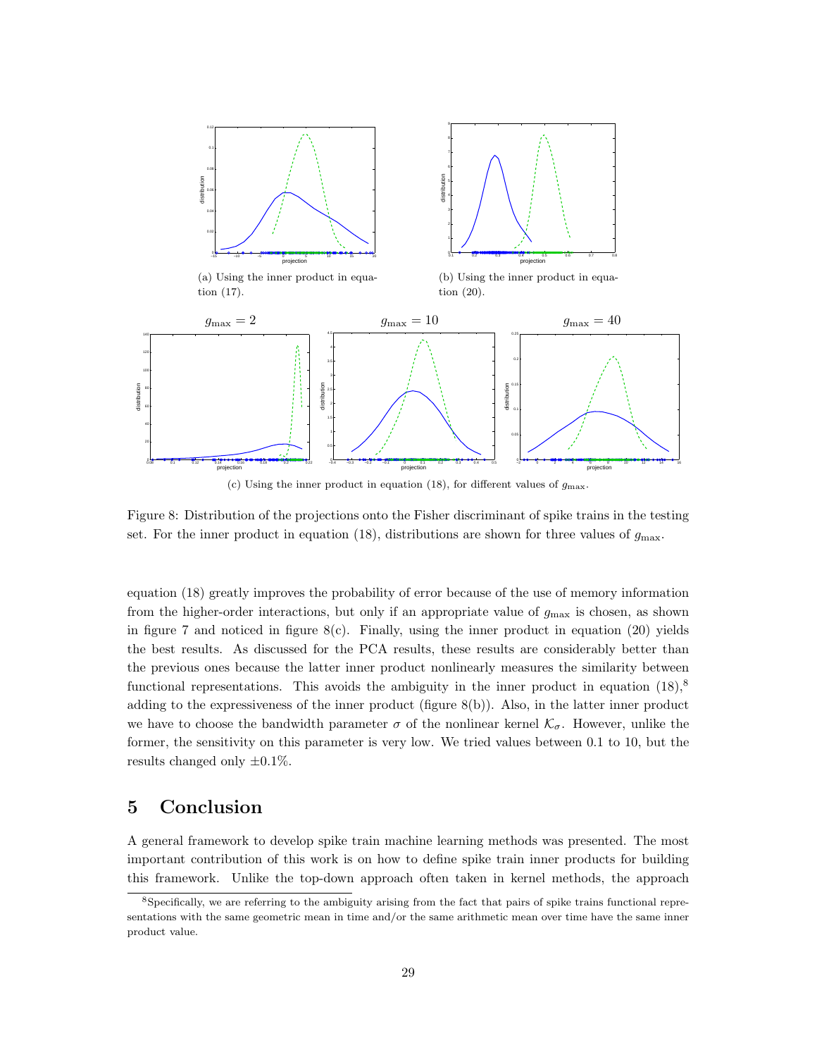(a) Using the inner product in equation (17).

(b) Using the inner product in equation (20).

$g_{\max} = 2$ $\quad$ $g_{\max} = 10$ $\quad$ $g_{\max} = 40$

(c) Using the inner product in equation (18), for different values of $g_{\max}$.

Figure 8: Distribution of the projections onto the Fisher discriminant of spike trains in the testing set. For the inner product in equation (18), distributions are shown for three values of $g_{\max}$.

equation (18) greatly improves the probability of error because of the use of memory information from the higher-order interactions, but only if an appropriate value of $g_{\max}$ is chosen, as shown in figure 7 and noticed in figure 8(c). Finally, using the inner product in equation (20) yields the best results. As discussed for the PCA results, these results are considerably better than the previous ones because the latter inner product nonlinearly measures the similarity between functional representations. This avoids the ambiguity in the inner product in equation (18),[8] adding to the expressiveness of the inner product (figure 8(b)). Also, in the latter inner product we have to choose the bandwidth parameter $\sigma$ of the nonlinear kernel $\mathcal{K}_\sigma$. However, unlike the former, the sensitivity on this parameter is very low. We tried values between 0.1 to 10, but the results changed only $\pm 0.1\%$.

## 5 Conclusion

A general framework to develop spike train machine learning methods was presented. The most important contribution of this work is on how to define spike train inner products for building this framework. Unlike the top-down approach often taken in kernel methods, the approach

[8] Specifically, we are referring to the ambiguity arising from the fact that pairs of spike trains functional representations with the same geometric mean in time and/or the same arithmetic mean over time have the same inner product value.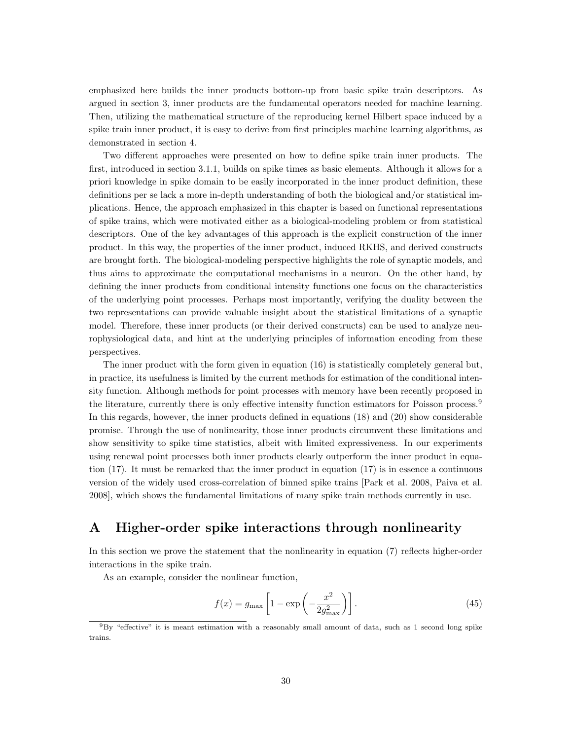emphasized here builds the inner products bottom-up from basic spike train descriptors. As argued in section 3, inner products are the fundamental operators needed for machine learning. Then, utilizing the mathematical structure of the reproducing kernel Hilbert space induced by a spike train inner product, it is easy to derive from first principles machine learning algorithms, as demonstrated in section 4.

Two different approaches were presented on how to define spike train inner products. The first, introduced in section 3.1.1, builds on spike times as basic elements. Although it allows for a priori knowledge in spike domain to be easily incorporated in the inner product definition, these definitions per se lack a more in-depth understanding of both the biological and/or statistical implications. Hence, the approach emphasized in this chapter is based on functional representations of spike trains, which were motivated either as a biological-modeling problem or from statistical descriptors. One of the key advantages of this approach is the explicit construction of the inner product. In this way, the properties of the inner product, induced RKHS, and derived constructs are brought forth. The biological-modeling perspective highlights the role of synaptic models, and thus aims to approximate the computational mechanisms in a neuron. On the other hand, by defining the inner products from conditional intensity functions one focus on the characteristics of the underlying point processes. Perhaps most importantly, verifying the duality between the two representations can provide valuable insight about the statistical limitations of a synaptic model. Therefore, these inner products (or their derived constructs) can be used to analyze neurophysiological data, and hint at the underlying principles of information encoding from these perspectives.

The inner product with the form given in equation (16) is statistically completely general but, in practice, its usefulness is limited by the current methods for estimation of the conditional intensity function. Although methods for point processes with memory have been recently proposed in the literature, currently there is only effective intensity function estimators for Poisson process.[9] In this regards, however, the inner products defined in equations (18) and (20) show considerable promise. Through the use of nonlinearity, those inner products circumvent these limitations and show sensitivity to spike time statistics, albeit with limited expressiveness. In our experiments using renewal point processes both inner products clearly outperform the inner product in equation (17). It must be remarked that the inner product in equation (17) is in essence a continuous version of the widely used cross-correlation of binned spike trains [Park et al. 2008, Paiva et al. 2008], which shows the fundamental limitations of many spike train methods currently in use.

# A Higher-order spike interactions through nonlinearity

In this section we prove the statement that the nonlinearity in equation (7) reflects higher-order interactions in the spike train.

As an example, consider the nonlinear function,

$$f(x) = g_{\max}\left[1 - \exp\left(-\frac{x^2}{2g_{\max}^2}\right)\right]. \tag{45}$$

[9] By "effective" it is meant estimation with a reasonably small amount of data, such as 1 second long spike trains.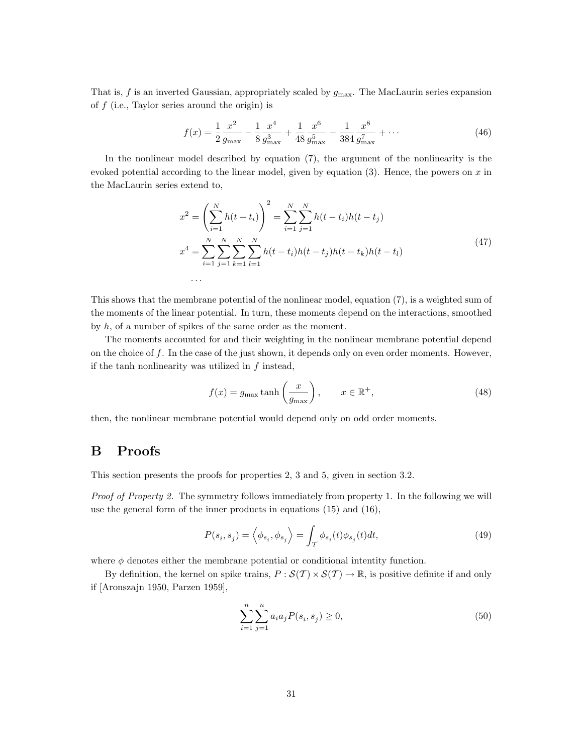That is, $f$ is an inverted Gaussian, appropriately scaled by $g_{\max}$. The MacLaurin series expansion of $f$ (i.e., Taylor series around the origin) is

$$f(x) = \frac{1}{2}\frac{x^2}{g_{\max}} - \frac{1}{8}\frac{x^4}{g_{\max}^3} + \frac{1}{48}\frac{x^6}{g_{\max}^5} - \frac{1}{384}\frac{x^8}{g_{\max}^7} + \cdots \tag{46}$$

In the nonlinear model described by equation (7), the argument of the nonlinearity is the evoked potential according to the linear model, given by equation (3). Hence, the powers on $x$ in the MacLaurin series extend to,

$$\begin{aligned}
x^2 &= \left(\sum_{i=1}^{N} h(t - t_i)\right)^2 = \sum_{i=1}^{N}\sum_{j=1}^{N} h(t - t_i)h(t - t_j) \\
x^4 &= \sum_{i=1}^{N}\sum_{j=1}^{N}\sum_{k=1}^{N}\sum_{l=1}^{N} h(t - t_i)h(t - t_j)h(t - t_k)h(t - t_l) \\
&\cdots
\end{aligned} \tag{47}$$

This shows that the membrane potential of the nonlinear model, equation (7), is a weighted sum of the moments of the linear potential. In turn, these moments depend on the interactions, smoothed by $h$, of a number of spikes of the same order as the moment.

The moments accounted for and their weighting in the nonlinear membrane potential depend on the choice of $f$. In the case of the just shown, it depends only on even order moments. However, if the tanh nonlinearity was utilized in $f$ instead,

$$f(x) = g_{\max} \tanh\left(\frac{x}{g_{\max}}\right), \qquad x \in \mathbb{R}^+, \tag{48}$$

then, the nonlinear membrane potential would depend only on odd order moments.

# B Proofs

This section presents the proofs for properties 2, 3 and 5, given in section 3.2.

*Proof of Property 2.* The symmetry follows immediately from property 1. In the following we will use the general form of the inner products in equations (15) and (16),

$$P(s_i, s_j) = \left\langle \phi_{s_i}, \phi_{s_j} \right\rangle = \int_{\mathcal{T}} \phi_{s_i}(t)\phi_{s_j}(t)dt, \tag{49}$$

where $\phi$ denotes either the membrane potential or conditional intentity function.

By definition, the kernel on spike trains, $P : \mathcal{S}(\mathcal{T}) \times \mathcal{S}(\mathcal{T}) \to \mathbb{R}$, is positive definite if and only if [Aronszajn 1950, Parzen 1959],

$$\sum_{i=1}^{n}\sum_{j=1}^{n} a_i a_j P(s_i, s_j) \geq 0, \tag{50}$$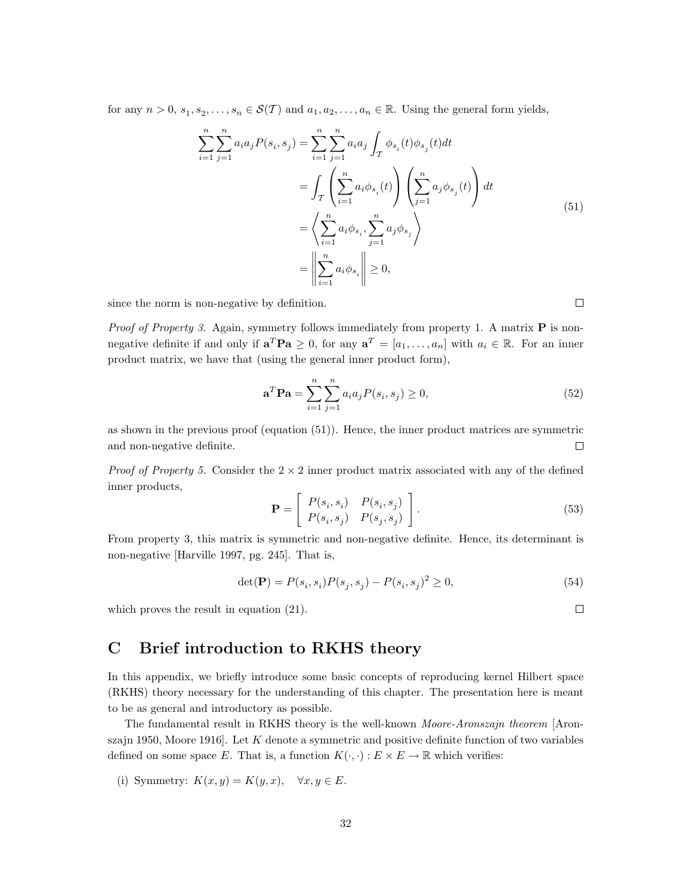for any $n > 0$, $s_1, s_2, \ldots, s_n \in \mathcal{S}(\mathcal{T})$ and $a_1, a_2, \ldots, a_n \in \mathbb{R}$. Using the general form yields,

$$
\begin{aligned}
\sum_{i=1}^{n}\sum_{j=1}^{n} a_i a_j P(s_i, s_j) &= \sum_{i=1}^{n}\sum_{j=1}^{n} a_i a_j \int_{\mathcal{T}} \phi_{s_i}(t)\phi_{s_j}(t)dt \\
&= \int_{\mathcal{T}} \left(\sum_{i=1}^{n} a_i \phi_{s_i}(t)\right)\left(\sum_{j=1}^{n} a_j \phi_{s_j}(t)\right) dt \\
&= \left\langle \sum_{i=1}^{n} a_i \phi_{s_i}, \sum_{j=1}^{n} a_j \phi_{s_j} \right\rangle \\
&= \left\| \sum_{i=1}^{n} a_i \phi_{s_i} \right\| \geq 0,
\end{aligned}
\tag{51}
$$

since the norm is non-negative by definition. □

*Proof of Property 3.* Again, symmetry follows immediately from property 1. A matrix $\mathbf{P}$ is non-negative definite if and only if $\mathbf{a}^T\mathbf{P}\mathbf{a} \geq 0$, for any $\mathbf{a}^T = [a_1, \ldots, a_n]$ with $a_i \in \mathbb{R}$. For an inner product matrix, we have that (using the general inner product form),

$$
\mathbf{a}^T\mathbf{P}\mathbf{a} = \sum_{i=1}^{n}\sum_{j=1}^{n} a_i a_j P(s_i, s_j) \geq 0, \tag{52}
$$

as shown in the previous proof (equation (51)). Hence, the inner product matrices are symmetric and non-negative definite. □

*Proof of Property 5.* Consider the $2 \times 2$ inner product matrix associated with any of the defined inner products,

$$
\mathbf{P} = \begin{bmatrix} P(s_i, s_i) & P(s_i, s_j) \\ P(s_i, s_j) & P(s_j, s_j) \end{bmatrix}. \tag{53}
$$

From property 3, this matrix is symmetric and non-negative definite. Hence, its determinant is non-negative [Harville 1997, pg. 245]. That is,

$$
\det(\mathbf{P}) = P(s_i, s_i)P(s_j, s_j) - P(s_i, s_j)^2 \geq 0, \tag{54}
$$

which proves the result in equation (21). □

# C Brief introduction to RKHS theory

In this appendix, we briefly introduce some basic concepts of reproducing kernel Hilbert space (RKHS) theory necessary for the understanding of this chapter. The presentation here is meant to be as general and introductory as possible.

The fundamental result in RKHS theory is the well-known *Moore-Aronszajn theorem* [Aronszajn 1950, Moore 1916]. Let $K$ denote a symmetric and positive definite function of two variables defined on some space $E$. That is, a function $K(\cdot, \cdot) : E \times E \to \mathbb{R}$ which verifies:

(i) Symmetry: $K(x, y) = K(y, x), \quad \forall x, y \in E$.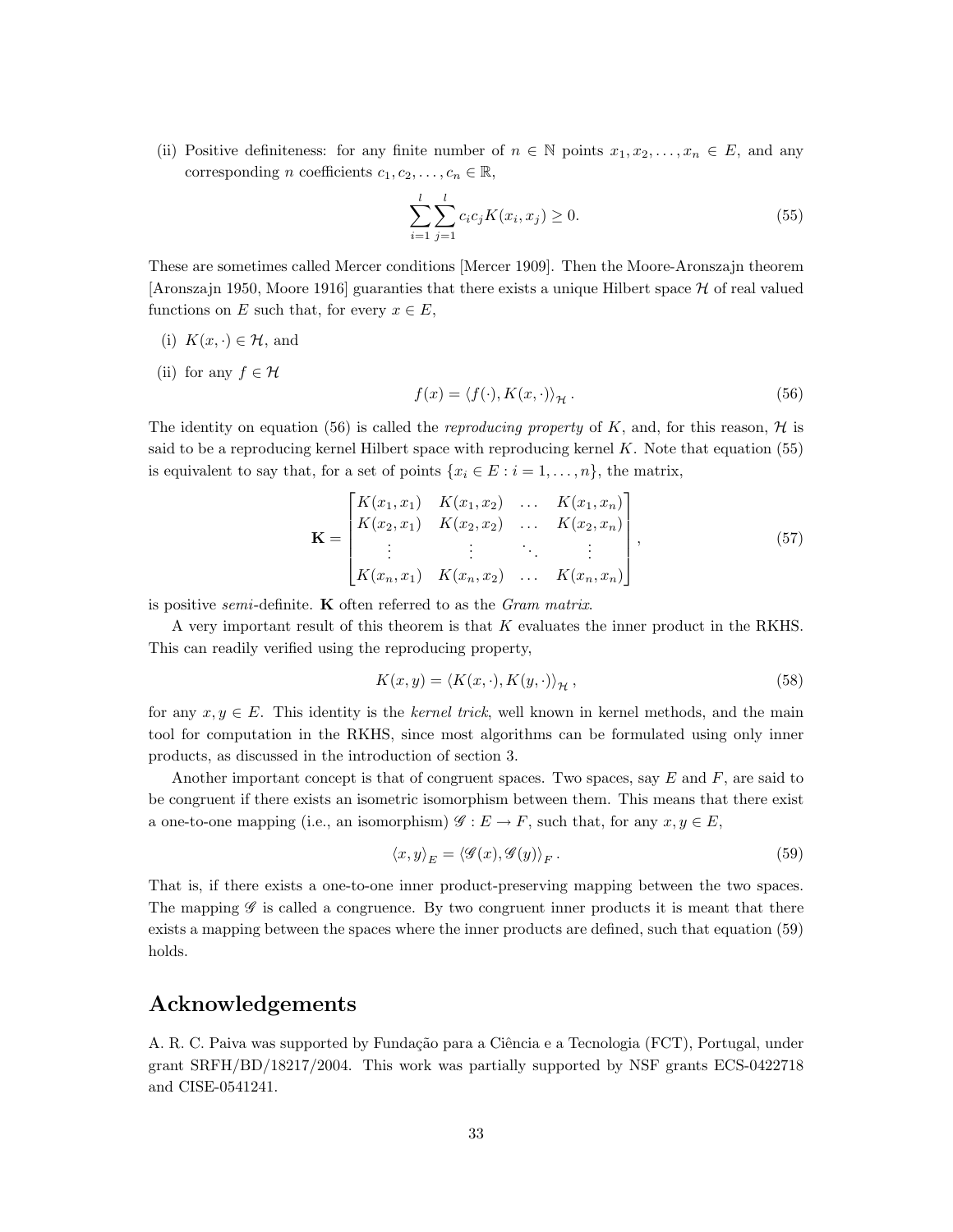(ii) Positive definiteness: for any finite number of $n \in \mathbb{N}$ points $x_1, x_2, \ldots, x_n \in E$, and any corresponding $n$ coefficients $c_1, c_2, \ldots, c_n \in \mathbb{R}$,

$$\sum_{i=1}^{l} \sum_{j=1}^{l} c_i c_j K(x_i, x_j) \geq 0. \tag{55}$$

These are sometimes called Mercer conditions [Mercer 1909]. Then the Moore-Aronszajn theorem [Aronszajn 1950, Moore 1916] guaranties that there exists a unique Hilbert space $\mathcal{H}$ of real valued functions on $E$ such that, for every $x \in E$,

(i) $K(x, \cdot) \in \mathcal{H}$, and

(ii) for any $f \in \mathcal{H}$

$$f(x) = \langle f(\cdot), K(x, \cdot) \rangle_{\mathcal{H}}. \tag{56}$$

The identity on equation (56) is called the *reproducing property* of $K$, and, for this reason, $\mathcal{H}$ is said to be a reproducing kernel Hilbert space with reproducing kernel $K$. Note that equation (55) is equivalent to say that, for a set of points $\{x_i \in E : i = 1, \ldots, n\}$, the matrix,

$$\mathbf{K} = \begin{bmatrix} K(x_1, x_1) & K(x_1, x_2) & \ldots & K(x_1, x_n) \\ K(x_2, x_1) & K(x_2, x_2) & \ldots & K(x_2, x_n) \\ \vdots & \vdots & \ddots & \vdots \\ K(x_n, x_1) & K(x_n, x_2) & \ldots & K(x_n, x_n) \end{bmatrix}, \tag{57}$$

is positive *semi*-definite. $\mathbf{K}$ often referred to as the *Gram matrix*.

A very important result of this theorem is that $K$ evaluates the inner product in the RKHS. This can readily verified using the reproducing property,

$$K(x, y) = \langle K(x, \cdot), K(y, \cdot) \rangle_{\mathcal{H}}, \tag{58}$$

for any $x, y \in E$. This identity is the *kernel trick*, well known in kernel methods, and the main tool for computation in the RKHS, since most algorithms can be formulated using only inner products, as discussed in the introduction of section 3.

Another important concept is that of congruent spaces. Two spaces, say $E$ and $F$, are said to be congruent if there exists an isometric isomorphism between them. This means that there exist a one-to-one mapping (i.e., an isomorphism) $\mathscr{G} : E \to F$, such that, for any $x, y \in E$,

$$\langle x, y \rangle_E = \langle \mathscr{G}(x), \mathscr{G}(y) \rangle_F. \tag{59}$$

That is, if there exists a one-to-one inner product-preserving mapping between the two spaces. The mapping $\mathscr{G}$ is called a congruence. By two congruent inner products it is meant that there exists a mapping between the spaces where the inner products are defined, such that equation (59) holds.

## Acknowledgements

A. R. C. Paiva was supported by Fundação para a Ciência e a Tecnologia (FCT), Portugal, under grant SRFH/BD/18217/2004. This work was partially supported by NSF grants ECS-0422718 and CISE-0541241.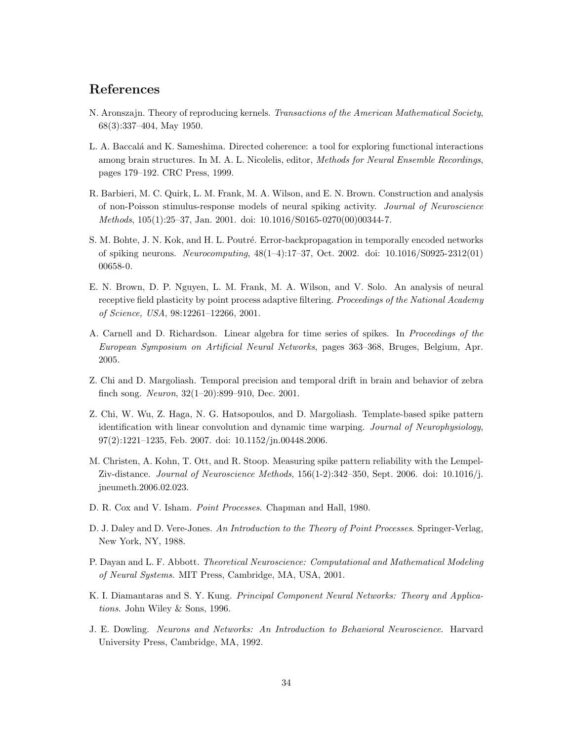## References

N. Aronszajn. Theory of reproducing kernels. *Transactions of the American Mathematical Society*, 68(3):337–404, May 1950.

L. A. Baccalá and K. Sameshima. Directed coherence: a tool for exploring functional interactions among brain structures. In M. A. L. Nicolelis, editor, *Methods for Neural Ensemble Recordings*, pages 179–192. CRC Press, 1999.

R. Barbieri, M. C. Quirk, L. M. Frank, M. A. Wilson, and E. N. Brown. Construction and analysis of non-Poisson stimulus-response models of neural spiking activity. *Journal of Neuroscience Methods*, 105(1):25–37, Jan. 2001. doi: 10.1016/S0165-0270(00)00344-7.

S. M. Bohte, J. N. Kok, and H. L. Poutré. Error-backpropagation in temporally encoded networks of spiking neurons. *Neurocomputing*, 48(1–4):17–37, Oct. 2002. doi: 10.1016/S0925-2312(01)00658-0.

E. N. Brown, D. P. Nguyen, L. M. Frank, M. A. Wilson, and V. Solo. An analysis of neural receptive field plasticity by point process adaptive filtering. *Proceedings of the National Academy of Science, USA*, 98:12261–12266, 2001.

A. Carnell and D. Richardson. Linear algebra for time series of spikes. In *Proceedings of the European Symposium on Artificial Neural Networks*, pages 363–368, Bruges, Belgium, Apr. 2005.

Z. Chi and D. Margoliash. Temporal precision and temporal drift in brain and behavior of zebra finch song. *Neuron*, 32(1–20):899–910, Dec. 2001.

Z. Chi, W. Wu, Z. Haga, N. G. Hatsopoulos, and D. Margoliash. Template-based spike pattern identification with linear convolution and dynamic time warping. *Journal of Neurophysiology*, 97(2):1221–1235, Feb. 2007. doi: 10.1152/jn.00448.2006.

M. Christen, A. Kohn, T. Ott, and R. Stoop. Measuring spike pattern reliability with the Lempel-Ziv-distance. *Journal of Neuroscience Methods*, 156(1-2):342–350, Sept. 2006. doi: 10.1016/j.jneumeth.2006.02.023.

D. R. Cox and V. Isham. *Point Processes*. Chapman and Hall, 1980.

D. J. Daley and D. Vere-Jones. *An Introduction to the Theory of Point Processes*. Springer-Verlag, New York, NY, 1988.

P. Dayan and L. F. Abbott. *Theoretical Neuroscience: Computational and Mathematical Modeling of Neural Systems*. MIT Press, Cambridge, MA, USA, 2001.

K. I. Diamantaras and S. Y. Kung. *Principal Component Neural Networks: Theory and Applications*. John Wiley & Sons, 1996.

J. E. Dowling. *Neurons and Networks: An Introduction to Behavioral Neuroscience*. Harvard University Press, Cambridge, MA, 1992.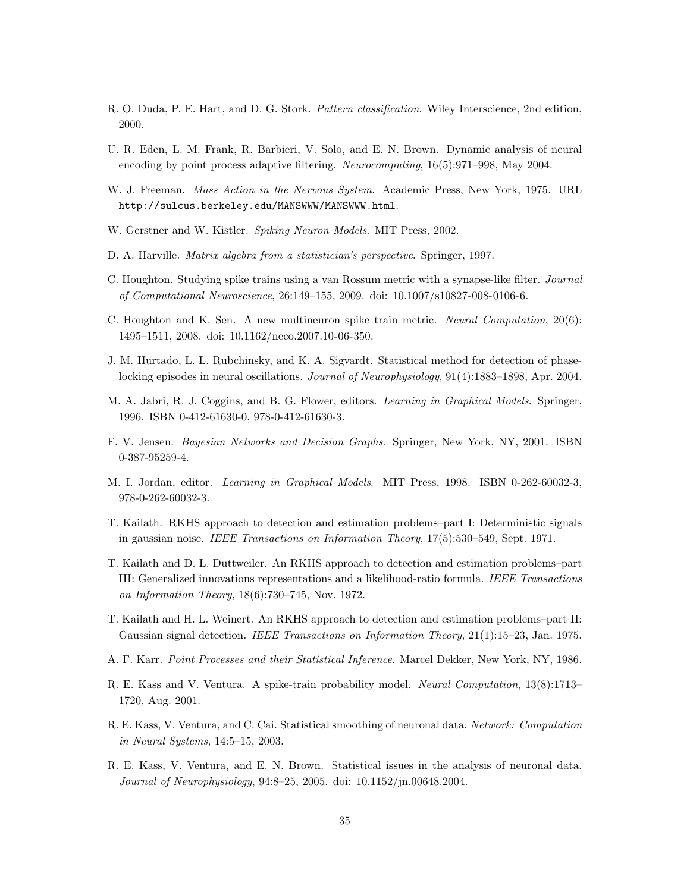R. O. Duda, P. E. Hart, and D. G. Stork. *Pattern classification*. Wiley Interscience, 2nd edition, 2000.

U. R. Eden, L. M. Frank, R. Barbieri, V. Solo, and E. N. Brown. Dynamic analysis of neural encoding by point process adaptive filtering. *Neurocomputing*, 16(5):971–998, May 2004.

W. J. Freeman. *Mass Action in the Nervous System*. Academic Press, New York, 1975. URL `http://sulcus.berkeley.edu/MANSWWW/MANSWWW.html`.

W. Gerstner and W. Kistler. *Spiking Neuron Models*. MIT Press, 2002.

D. A. Harville. *Matrix algebra from a statistician's perspective*. Springer, 1997.

C. Houghton. Studying spike trains using a van Rossum metric with a synapse-like filter. *Journal of Computational Neuroscience*, 26:149–155, 2009. doi: 10.1007/s10827-008-0106-6.

C. Houghton and K. Sen. A new multineuron spike train metric. *Neural Computation*, 20(6): 1495–1511, 2008. doi: 10.1162/neco.2007.10-06-350.

J. M. Hurtado, L. L. Rubchinsky, and K. A. Sigvardt. Statistical method for detection of phase-locking episodes in neural oscillations. *Journal of Neurophysiology*, 91(4):1883–1898, Apr. 2004.

M. A. Jabri, R. J. Coggins, and B. G. Flower, editors. *Learning in Graphical Models*. Springer, 1996. ISBN 0-412-61630-0, 978-0-412-61630-3.

F. V. Jensen. *Bayesian Networks and Decision Graphs*. Springer, New York, NY, 2001. ISBN 0-387-95259-4.

M. I. Jordan, editor. *Learning in Graphical Models*. MIT Press, 1998. ISBN 0-262-60032-3, 978-0-262-60032-3.

T. Kailath. RKHS approach to detection and estimation problems–part I: Deterministic signals in gaussian noise. *IEEE Transactions on Information Theory*, 17(5):530–549, Sept. 1971.

T. Kailath and D. L. Duttweiler. An RKHS approach to detection and estimation problems–part III: Generalized innovations representations and a likelihood-ratio formula. *IEEE Transactions on Information Theory*, 18(6):730–745, Nov. 1972.

T. Kailath and H. L. Weinert. An RKHS approach to detection and estimation problems–part II: Gaussian signal detection. *IEEE Transactions on Information Theory*, 21(1):15–23, Jan. 1975.

A. F. Karr. *Point Processes and their Statistical Inference*. Marcel Dekker, New York, NY, 1986.

R. E. Kass and V. Ventura. A spike-train probability model. *Neural Computation*, 13(8):1713–1720, Aug. 2001.

R. E. Kass, V. Ventura, and C. Cai. Statistical smoothing of neuronal data. *Network: Computation in Neural Systems*, 14:5–15, 2003.

R. E. Kass, V. Ventura, and E. N. Brown. Statistical issues in the analysis of neuronal data. *Journal of Neurophysiology*, 94:8–25, 2005. doi: 10.1152/jn.00648.2004.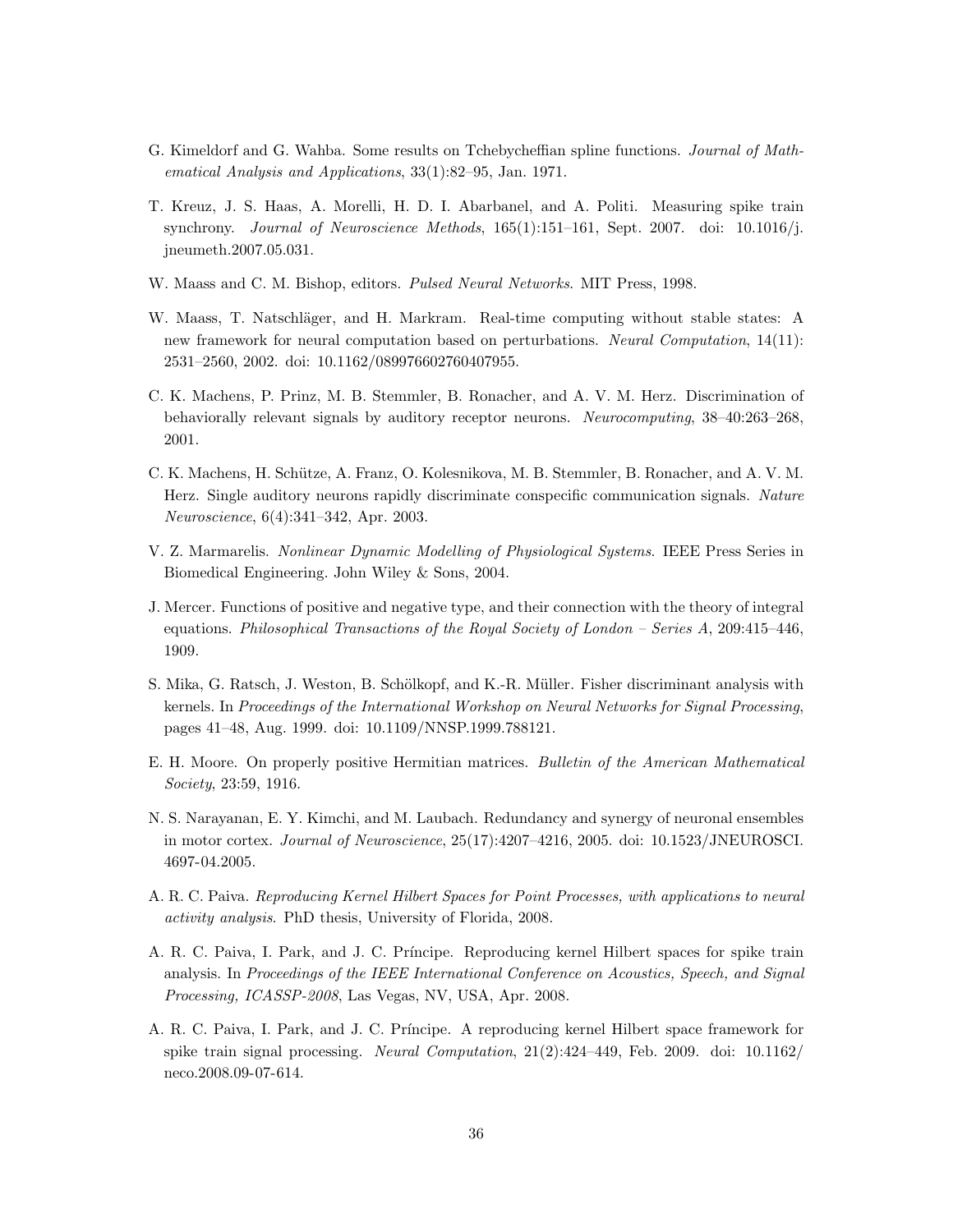G. Kimeldorf and G. Wahba. Some results on Tchebycheffian spline functions. *Journal of Mathematical Analysis and Applications*, 33(1):82–95, Jan. 1971.

T. Kreuz, J. S. Haas, A. Morelli, H. D. I. Abarbanel, and A. Politi. Measuring spike train synchrony. *Journal of Neuroscience Methods*, 165(1):151–161, Sept. 2007. doi: 10.1016/j.jneumeth.2007.05.031.

W. Maass and C. M. Bishop, editors. *Pulsed Neural Networks*. MIT Press, 1998.

W. Maass, T. Natschläger, and H. Markram. Real-time computing without stable states: A new framework for neural computation based on perturbations. *Neural Computation*, 14(11): 2531–2560, 2002. doi: 10.1162/089976602760407955.

C. K. Machens, P. Prinz, M. B. Stemmler, B. Ronacher, and A. V. M. Herz. Discrimination of behaviorally relevant signals by auditory receptor neurons. *Neurocomputing*, 38–40:263–268, 2001.

C. K. Machens, H. Schütze, A. Franz, O. Kolesnikova, M. B. Stemmler, B. Ronacher, and A. V. M. Herz. Single auditory neurons rapidly discriminate conspecific communication signals. *Nature Neuroscience*, 6(4):341–342, Apr. 2003.

V. Z. Marmarelis. *Nonlinear Dynamic Modelling of Physiological Systems*. IEEE Press Series in Biomedical Engineering. John Wiley & Sons, 2004.

J. Mercer. Functions of positive and negative type, and their connection with the theory of integral equations. *Philosophical Transactions of the Royal Society of London – Series A*, 209:415–446, 1909.

S. Mika, G. Ratsch, J. Weston, B. Schölkopf, and K.-R. Müller. Fisher discriminant analysis with kernels. In *Proceedings of the International Workshop on Neural Networks for Signal Processing*, pages 41–48, Aug. 1999. doi: 10.1109/NNSP.1999.788121.

E. H. Moore. On properly positive Hermitian matrices. *Bulletin of the American Mathematical Society*, 23:59, 1916.

N. S. Narayanan, E. Y. Kimchi, and M. Laubach. Redundancy and synergy of neuronal ensembles in motor cortex. *Journal of Neuroscience*, 25(17):4207–4216, 2005. doi: 10.1523/JNEUROSCI.4697-04.2005.

A. R. C. Paiva. *Reproducing Kernel Hilbert Spaces for Point Processes, with applications to neural activity analysis*. PhD thesis, University of Florida, 2008.

A. R. C. Paiva, I. Park, and J. C. Príncipe. Reproducing kernel Hilbert spaces for spike train analysis. In *Proceedings of the IEEE International Conference on Acoustics, Speech, and Signal Processing, ICASSP-2008*, Las Vegas, NV, USA, Apr. 2008.

A. R. C. Paiva, I. Park, and J. C. Príncipe. A reproducing kernel Hilbert space framework for spike train signal processing. *Neural Computation*, 21(2):424–449, Feb. 2009. doi: 10.1162/neco.2008.09-07-614.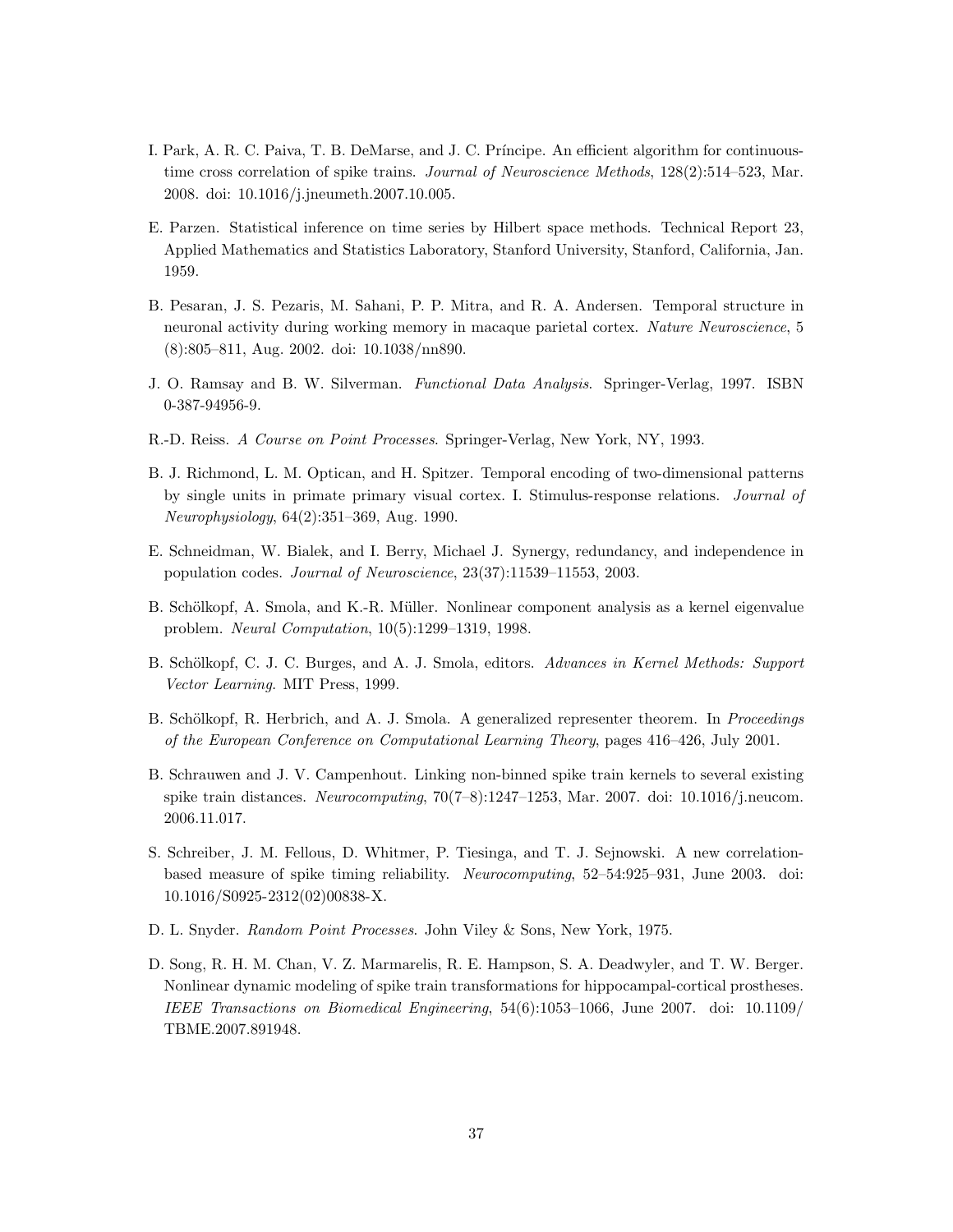I. Park, A. R. C. Paiva, T. B. DeMarse, and J. C. Príncipe. An efficient algorithm for continuous-time cross correlation of spike trains. *Journal of Neuroscience Methods*, 128(2):514–523, Mar. 2008. doi: 10.1016/j.jneumeth.2007.10.005.

E. Parzen. Statistical inference on time series by Hilbert space methods. Technical Report 23, Applied Mathematics and Statistics Laboratory, Stanford University, Stanford, California, Jan. 1959.

B. Pesaran, J. S. Pezaris, M. Sahani, P. P. Mitra, and R. A. Andersen. Temporal structure in neuronal activity during working memory in macaque parietal cortex. *Nature Neuroscience*, 5 (8):805–811, Aug. 2002. doi: 10.1038/nn890.

J. O. Ramsay and B. W. Silverman. *Functional Data Analysis*. Springer-Verlag, 1997. ISBN 0-387-94956-9.

R.-D. Reiss. *A Course on Point Processes*. Springer-Verlag, New York, NY, 1993.

B. J. Richmond, L. M. Optican, and H. Spitzer. Temporal encoding of two-dimensional patterns by single units in primate primary visual cortex. I. Stimulus-response relations. *Journal of Neurophysiology*, 64(2):351–369, Aug. 1990.

E. Schneidman, W. Bialek, and I. Berry, Michael J. Synergy, redundancy, and independence in population codes. *Journal of Neuroscience*, 23(37):11539–11553, 2003.

B. Schölkopf, A. Smola, and K.-R. Müller. Nonlinear component analysis as a kernel eigenvalue problem. *Neural Computation*, 10(5):1299–1319, 1998.

B. Schölkopf, C. J. C. Burges, and A. J. Smola, editors. *Advances in Kernel Methods: Support Vector Learning*. MIT Press, 1999.

B. Schölkopf, R. Herbrich, and A. J. Smola. A generalized representer theorem. In *Proceedings of the European Conference on Computational Learning Theory*, pages 416–426, July 2001.

B. Schrauwen and J. V. Campenhout. Linking non-binned spike train kernels to several existing spike train distances. *Neurocomputing*, 70(7–8):1247–1253, Mar. 2007. doi: 10.1016/j.neucom.2006.11.017.

S. Schreiber, J. M. Fellous, D. Whitmer, P. Tiesinga, and T. J. Sejnowski. A new correlation-based measure of spike timing reliability. *Neurocomputing*, 52–54:925–931, June 2003. doi: 10.1016/S0925-2312(02)00838-X.

D. L. Snyder. *Random Point Processes*. John Viley & Sons, New York, 1975.

D. Song, R. H. M. Chan, V. Z. Marmarelis, R. E. Hampson, S. A. Deadwyler, and T. W. Berger. Nonlinear dynamic modeling of spike train transformations for hippocampal-cortical prostheses. *IEEE Transactions on Biomedical Engineering*, 54(6):1053–1066, June 2007. doi: 10.1109/TBME.2007.891948.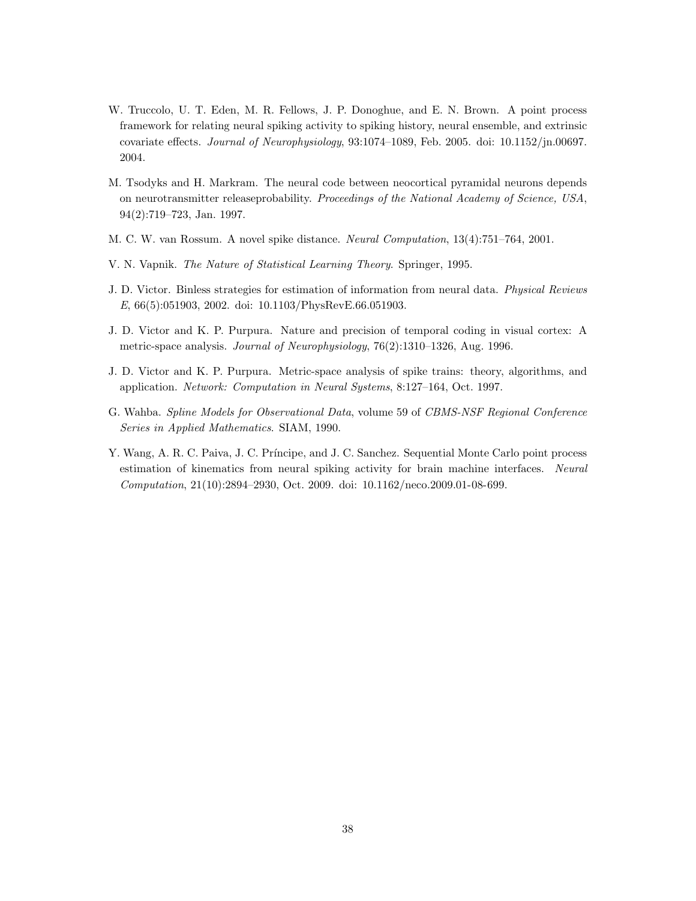W. Truccolo, U. T. Eden, M. R. Fellows, J. P. Donoghue, and E. N. Brown. A point process framework for relating neural spiking activity to spiking history, neural ensemble, and extrinsic covariate effects. *Journal of Neurophysiology*, 93:1074–1089, Feb. 2005. doi: 10.1152/jn.00697.2004.

M. Tsodyks and H. Markram. The neural code between neocortical pyramidal neurons depends on neurotransmitter releaseprobability. *Proceedings of the National Academy of Science, USA*, 94(2):719–723, Jan. 1997.

M. C. W. van Rossum. A novel spike distance. *Neural Computation*, 13(4):751–764, 2001.

V. N. Vapnik. *The Nature of Statistical Learning Theory*. Springer, 1995.

J. D. Victor. Binless strategies for estimation of information from neural data. *Physical Reviews E*, 66(5):051903, 2002. doi: 10.1103/PhysRevE.66.051903.

J. D. Victor and K. P. Purpura. Nature and precision of temporal coding in visual cortex: A metric-space analysis. *Journal of Neurophysiology*, 76(2):1310–1326, Aug. 1996.

J. D. Victor and K. P. Purpura. Metric-space analysis of spike trains: theory, algorithms, and application. *Network: Computation in Neural Systems*, 8:127–164, Oct. 1997.

G. Wahba. *Spline Models for Observational Data*, volume 59 of *CBMS-NSF Regional Conference Series in Applied Mathematics*. SIAM, 1990.

Y. Wang, A. R. C. Paiva, J. C. Príncipe, and J. C. Sanchez. Sequential Monte Carlo point process estimation of kinematics from neural spiking activity for brain machine interfaces. *Neural Computation*, 21(10):2894–2930, Oct. 2009. doi: 10.1162/neco.2009.01-08-699.